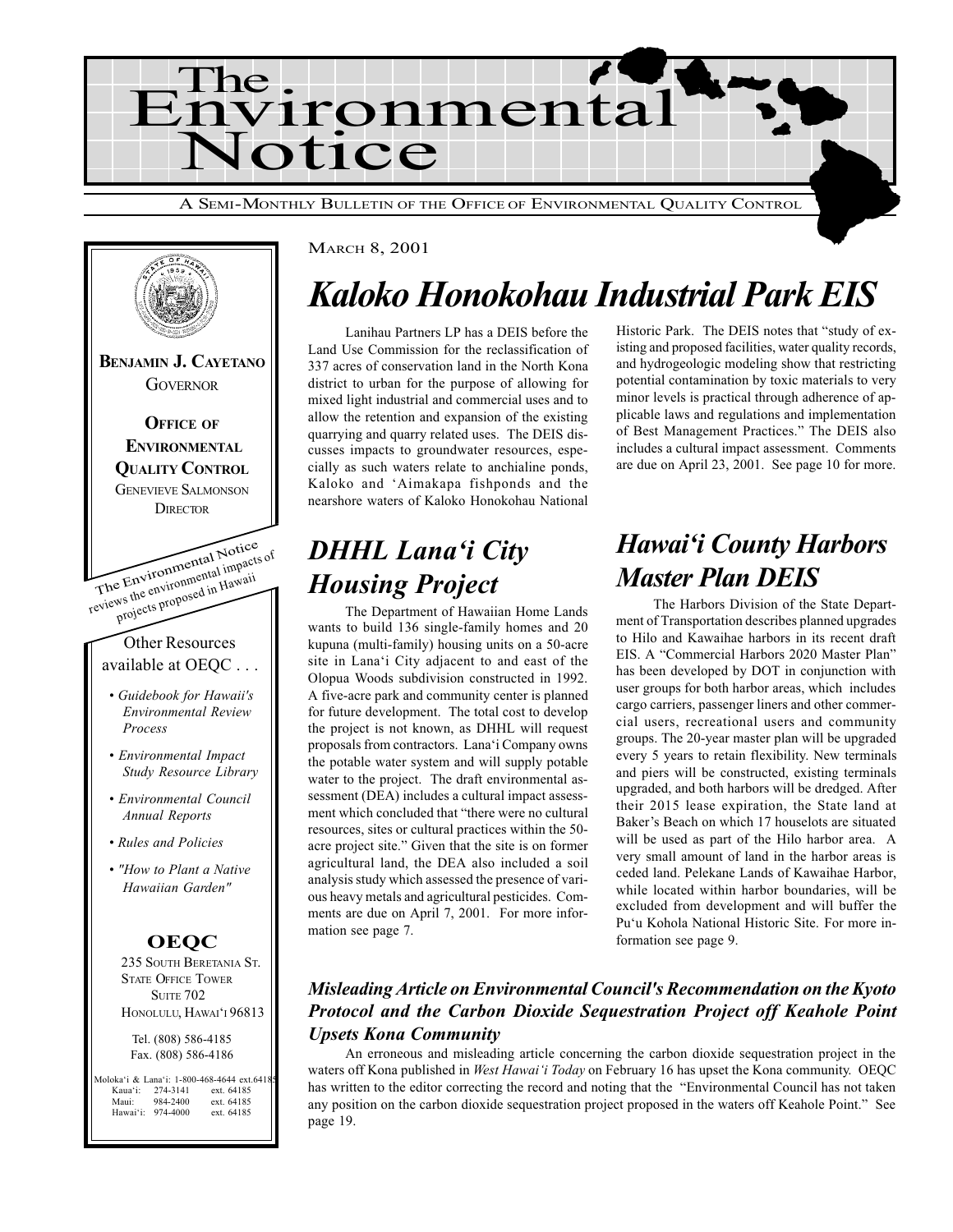# The Environmental Notice

A SEMI-MONTHLY BULLETIN OF THE OFFICE OF ENVIRONMENTAL QUALITY CONTROL

**BENJAMIN J. CAYETANO**
GOVERNOR

**OFFICE OF ENVIRONMENTAL QUALITY CONTROL**
GENEVIEVE SALMONSON
DIRECTOR

The Environmental Notice reviews the environmental impacts of projects proposed in Hawaii

Other Resources available at OEQC . . .

- *Guidebook for Hawaii's Environmental Review Process*
- *Environmental Impact Study Resource Library*
- *Environmental Council Annual Reports*
- *Rules and Policies*
- *"How to Plant a Native Hawaiian Garden"*

**OEQC**
235 SOUTH BERETANIA ST.
STATE OFFICE TOWER
SUITE 702
HONOLULU, HAWAI'I 96813

Tel. (808) 586-4185
Fax. (808) 586-4186

Moloka'i & Lana'i: 1-800-468-4644 ext.64185
Kaua'i: 274-3141 ext. 64185
Maui: 984-2400 ext. 64185
Hawai'i: 974-4000 ext. 64185

MARCH 8, 2001

## *Kaloko Honokohau Industrial Park EIS*

Lanihau Partners LP has a DEIS before the Land Use Commission for the reclassification of 337 acres of conservation land in the North Kona district to urban for the purpose of allowing for mixed light industrial and commercial uses and to allow the retention and expansion of the existing quarrying and quarry related uses. The DEIS discusses impacts to groundwater resources, especially as such waters relate to anchialine ponds, Kaloko and 'Aimakapa fishponds and the nearshore waters of Kaloko Honokohau National Historic Park. The DEIS notes that "study of existing and proposed facilities, water quality records, and hydrogeologic modeling show that restricting potential contamination by toxic materials to very minor levels is practical through adherence of applicable laws and regulations and implementation of Best Management Practices." The DEIS also includes a cultural impact assessment. Comments are due on April 23, 2001. See page 10 for more.

## *DHHL Lana'i City Housing Project*

The Department of Hawaiian Home Lands wants to build 136 single-family homes and 20 kupuna (multi-family) housing units on a 50-acre site in Lana'i City adjacent to and east of the Olopua Woods subdivision constructed in 1992. A five-acre park and community center is planned for future development. The total cost to develop the project is not known, as DHHL will request proposals from contractors. Lana'i Company owns the potable water system and will supply potable water to the project. The draft environmental assessment (DEA) includes a cultural impact assessment which concluded that "there were no cultural resources, sites or cultural practices within the 50-acre project site." Given that the site is on former agricultural land, the DEA also included a soil analysis study which assessed the presence of various heavy metals and agricultural pesticides. Comments are due on April 7, 2001. For more information see page 7.

## *Hawai'i County Harbors Master Plan DEIS*

The Harbors Division of the State Department of Transportation describes planned upgrades to Hilo and Kawaihae harbors in its recent draft EIS. A "Commercial Harbors 2020 Master Plan" has been developed by DOT in conjunction with user groups for both harbor areas, which includes cargo carriers, passenger liners and other commercial users, recreational users and community groups. The 20-year master plan will be upgraded every 5 years to retain flexibility. New terminals and piers will be constructed, existing terminals upgraded, and both harbors will be dredged. After their 2015 lease expiration, the State land at Baker's Beach on which 17 houselots are situated will be used as part of the Hilo harbor area. A very small amount of land in the harbor areas is ceded land. Pelekane Lands of Kawaihae Harbor, while located within harbor boundaries, will be excluded from development and will buffer the Pu'u Kohola National Historic Site. For more information see page 9.

### *Misleading Article on Environmental Council's Recommendation on the Kyoto Protocol and the Carbon Dioxide Sequestration Project off Keahole Point Upsets Kona Community*

An erroneous and misleading article concerning the carbon dioxide sequestration project in the waters off Kona published in *West Hawai'i Today* on February 16 has upset the Kona community. OEQC has written to the editor correcting the record and noting that the "Environmental Council has not taken any position on the carbon dioxide sequestration project proposed in the waters off Keahole Point." See page 19.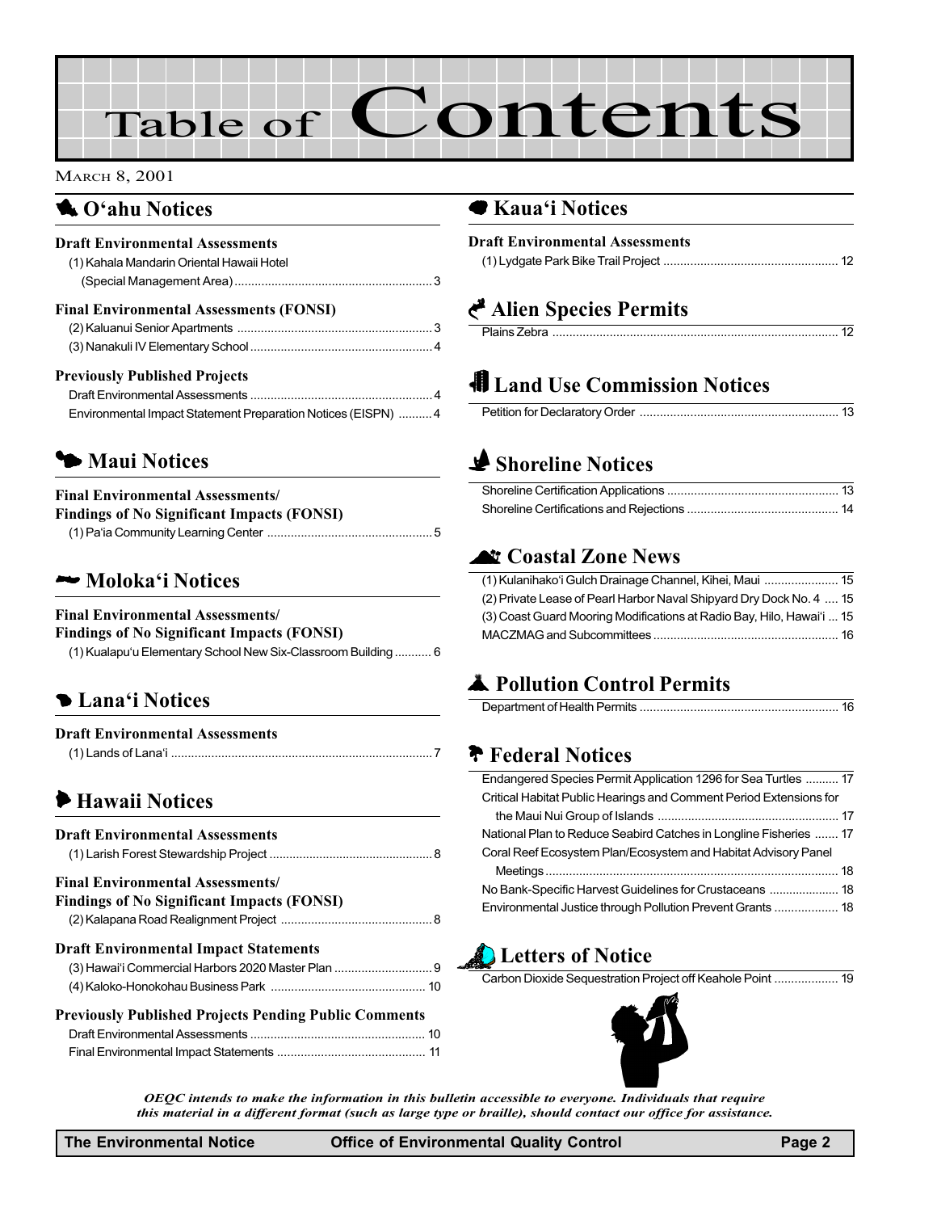# Table of Contents

MARCH 8, 2001

## O'ahu Notices

### Draft Environmental Assessments

(1) Kahala Mandarin Oriental Hawaii Hotel (Special Management Area) ... 3

### Final Environmental Assessments (FONSI)

(2) Kaluanui Senior Apartments ... 3
(3) Nanakuli IV Elementary School ... 4

### Previously Published Projects

Draft Environmental Assessments ... 4
Environmental Impact Statement Preparation Notices (EISPN) ... 4

## Maui Notices

### Final Environmental Assessments/ Findings of No Significant Impacts (FONSI)

(1) Pa'ia Community Learning Center ... 5

## Moloka'i Notices

### Final Environmental Assessments/ Findings of No Significant Impacts (FONSI)

(1) Kualapu'u Elementary School New Six-Classroom Building ... 6

## Lana'i Notices

### Draft Environmental Assessments

(1) Lands of Lana'i ... 7

## Hawaii Notices

### Draft Environmental Assessments

(1) Larish Forest Stewardship Project ... 8

### Final Environmental Assessments/ Findings of No Significant Impacts (FONSI)

(2) Kalapana Road Realignment Project ... 8

### Draft Environmental Impact Statements

(3) Hawai'i Commercial Harbors 2020 Master Plan ... 9
(4) Kaloko-Honokohau Business Park ... 10

### Previously Published Projects Pending Public Comments

Draft Environmental Assessments ... 10
Final Environmental Impact Statements ... 11

## Kaua'i Notices

### Draft Environmental Assessments

(1) Lydgate Park Bike Trail Project ... 12

## Alien Species Permits

Plains Zebra ... 12

## Land Use Commission Notices

Petition for Declaratory Order ... 13

## Shoreline Notices

Shoreline Certification Applications ... 13
Shoreline Certifications and Rejections ... 14

## Coastal Zone News

(1) Kulanihako'i Gulch Drainage Channel, Kihei, Maui ... 15
(2) Private Lease of Pearl Harbor Naval Shipyard Dry Dock No. 4 ... 15
(3) Coast Guard Mooring Modifications at Radio Bay, Hilo, Hawai'i ... 15
MACZMAG and Subcommittees ... 16

## Pollution Control Permits

Department of Health Permits ... 16

## Federal Notices

Endangered Species Permit Application 1296 for Sea Turtles ... 17
Critical Habitat Public Hearings and Comment Period Extensions for the Maui Nui Group of Islands ... 17
National Plan to Reduce Seabird Catches in Longline Fisheries ... 17
Coral Reef Ecosystem Plan/Ecosystem and Habitat Advisory Panel Meetings ... 18
No Bank-Specific Harvest Guidelines for Crustaceans ... 18
Environmental Justice through Pollution Prevent Grants ... 18

## Letters of Notice

Carbon Dioxide Sequestration Project off Keahole Point ... 19

*OEQC intends to make the information in this bulletin accessible to everyone. Individuals that require this material in a different format (such as large type or braille), should contact our office for assistance.*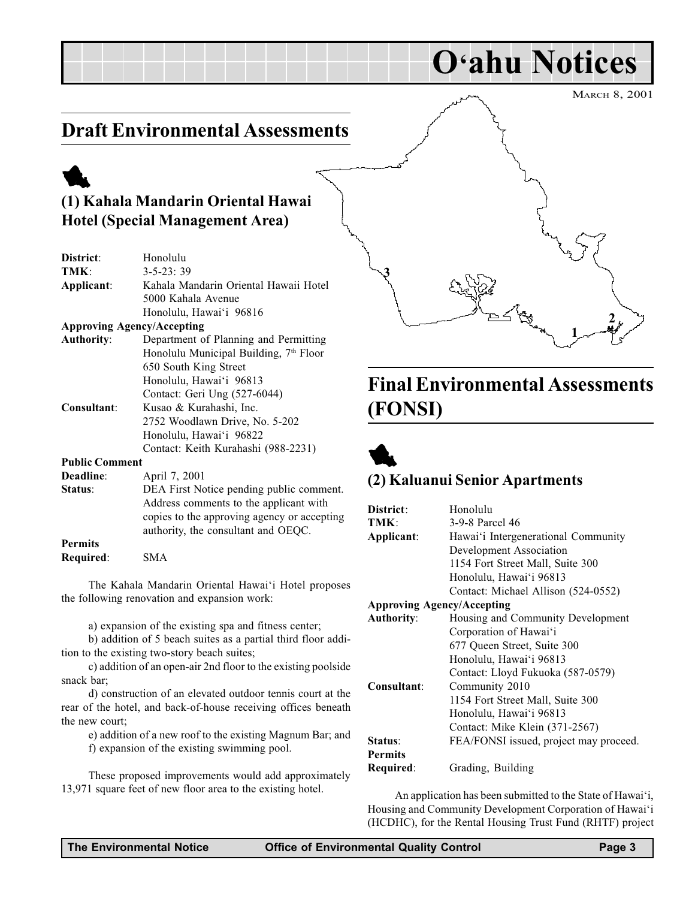# O'ahu Notices

MARCH 8, 2001

## Draft Environmental Assessments

### (1) Kahala Mandarin Oriental Hawai Hotel (Special Management Area)

**District**: Honolulu
**TMK**: 3-5-23: 39
**Applicant**: Kahala Mandarin Oriental Hawaii Hotel
5000 Kahala Avenue
Honolulu, Hawai'i 96816
**Approving Agency/Accepting Authority**: Department of Planning and Permitting
Honolulu Municipal Building, 7th Floor
650 South King Street
Honolulu, Hawai'i 96813
Contact: Geri Ung (527-6044)
**Consultant**: Kusao & Kurahashi, Inc.
2752 Woodlawn Drive, No. 5-202
Honolulu, Hawai'i 96822
Contact: Keith Kurahashi (988-2231)
**Public Comment Deadline**: April 7, 2001
**Status**: DEA First Notice pending public comment. Address comments to the applicant with copies to the approving agency or accepting authority, the consultant and OEQC.
**Permits Required**: SMA

The Kahala Mandarin Oriental Hawai'i Hotel proposes the following renovation and expansion work:

a) expansion of the existing spa and fitness center;
b) addition of 5 beach suites as a partial third floor addition to the existing two-story beach suites;
c) addition of an open-air 2nd floor to the existing poolside snack bar;
d) construction of an elevated outdoor tennis court at the rear of the hotel, and back-of-house receiving offices beneath the new court;
e) addition of a new roof to the existing Magnum Bar; and
f) expansion of the existing swimming pool.

These proposed improvements would add approximately 13,971 square feet of new floor area to the existing hotel.

## Final Environmental Assessments (FONSI)

### (2) Kaluanui Senior Apartments

**District**: Honolulu
**TMK**: 3-9-8 Parcel 46
**Applicant**: Hawai'i Intergenerational Community Development Association
1154 Fort Street Mall, Suite 300
Honolulu, Hawai'i 96813
Contact: Michael Allison (524-0552)
**Approving Agency/Accepting Authority**: Housing and Community Development Corporation of Hawai'i
677 Queen Street, Suite 300
Honolulu, Hawai'i 96813
Contact: Lloyd Fukuoka (587-0579)
**Consultant**: Community 2010
1154 Fort Street Mall, Suite 300
Honolulu, Hawai'i 96813
Contact: Mike Klein (371-2567)
**Status**: FEA/FONSI issued, project may proceed.
**Permits Required**: Grading, Building

An application has been submitted to the State of Hawai'i, Housing and Community Development Corporation of Hawai'i (HCDHC), for the Rental Housing Trust Fund (RHTF) project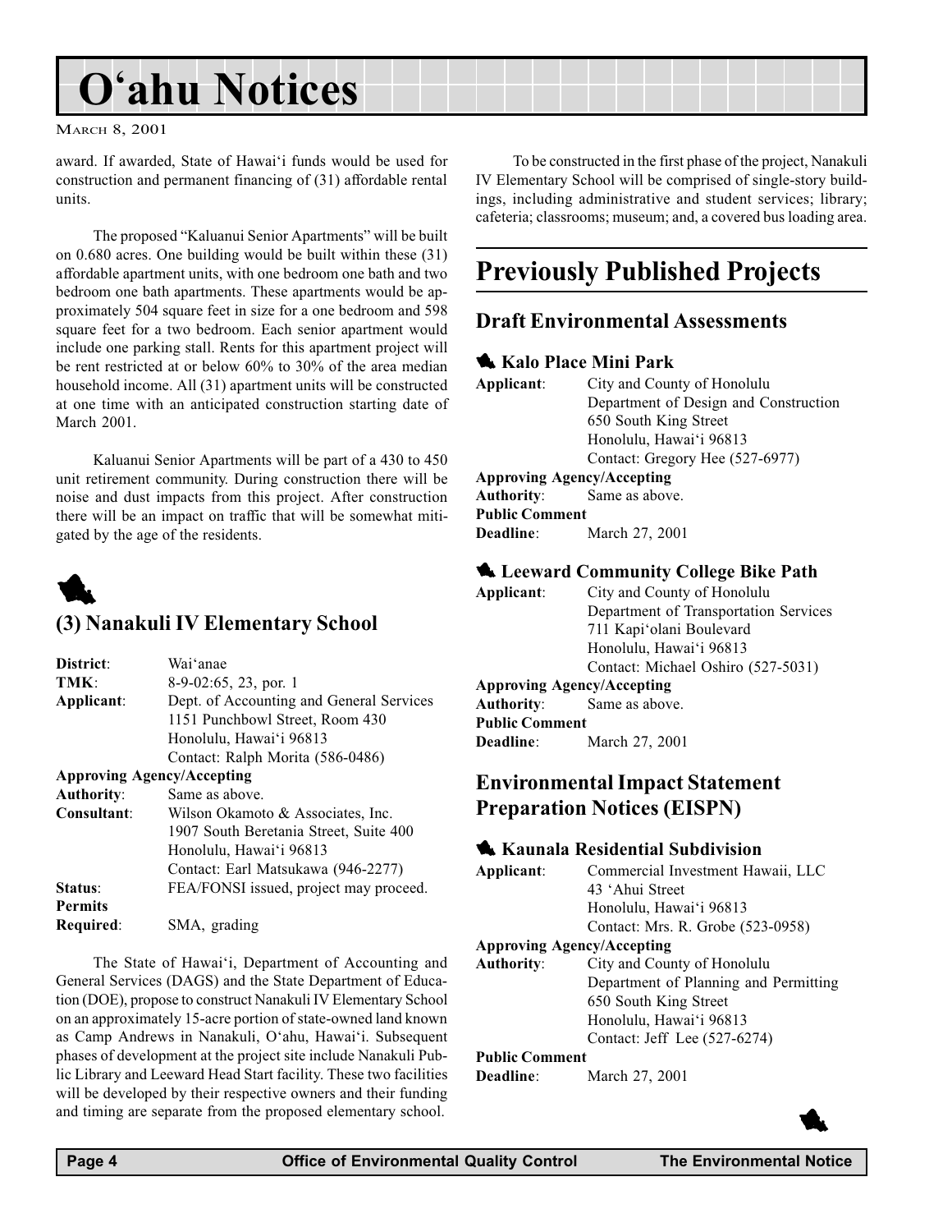award. If awarded, State of Hawai'i funds would be used for construction and permanent financing of (31) affordable rental units.

The proposed "Kaluanui Senior Apartments" will be built on 0.680 acres. One building would be built within these (31) affordable apartment units, with one bedroom one bath and two bedroom one bath apartments. These apartments would be approximately 504 square feet in size for a one bedroom and 598 square feet for a two bedroom. Each senior apartment would include one parking stall. Rents for this apartment project will be rent restricted at or below 60% to 30% of the area median household income. All (31) apartment units will be constructed at one time with an anticipated construction starting date of March 2001.

Kaluanui Senior Apartments will be part of a 430 to 450 unit retirement community. During construction there will be noise and dust impacts from this project. After construction there will be an impact on traffic that will be somewhat mitigated by the age of the residents.

### (3) Nanakuli IV Elementary School

**District**: Wai'anae
**TMK**: 8-9-02:65, 23, por. 1
**Applicant**: Dept. of Accounting and General Services
1151 Punchbowl Street, Room 430
Honolulu, Hawai'i 96813
Contact: Ralph Morita (586-0486)
**Approving Agency/Accepting Authority**: Same as above.
**Consultant**: Wilson Okamoto & Associates, Inc.
1907 South Beretania Street, Suite 400
Honolulu, Hawai'i 96813
Contact: Earl Matsukawa (946-2277)
**Status**: FEA/FONSI issued, project may proceed.
**Permits Required**: SMA, grading

The State of Hawai'i, Department of Accounting and General Services (DAGS) and the State Department of Education (DOE), propose to construct Nanakuli IV Elementary School on an approximately 15-acre portion of state-owned land known as Camp Andrews in Nanakuli, O'ahu, Hawai'i. Subsequent phases of development at the project site include Nanakuli Public Library and Leeward Head Start facility. These two facilities will be developed by their respective owners and their funding and timing are separate from the proposed elementary school.

To be constructed in the first phase of the project, Nanakuli IV Elementary School will be comprised of single-story buildings, including administrative and student services; library; cafeteria; classrooms; museum; and, a covered bus loading area.

## Previously Published Projects

### Draft Environmental Assessments

#### Kalo Place Mini Park

**Applicant**: City and County of Honolulu
Department of Design and Construction
650 South King Street
Honolulu, Hawai'i 96813
Contact: Gregory Hee (527-6977)
**Approving Agency/Accepting Authority**: Same as above.
**Public Comment Deadline**: March 27, 2001

#### Leeward Community College Bike Path

**Applicant**: City and County of Honolulu
Department of Transportation Services
711 Kapi'olani Boulevard
Honolulu, Hawai'i 96813
Contact: Michael Oshiro (527-5031)
**Approving Agency/Accepting Authority**: Same as above.
**Public Comment Deadline**: March 27, 2001

### Environmental Impact Statement Preparation Notices (EISPN)

#### Kaunala Residential Subdivision

**Applicant**: Commercial Investment Hawaii, LLC
43 'Ahui Street
Honolulu, Hawai'i 96813
Contact: Mrs. R. Grobe (523-0958)
**Approving Agency/Accepting Authority**: City and County of Honolulu
Department of Planning and Permitting
650 South King Street
Honolulu, Hawai'i 96813
Contact: Jeff Lee (527-6274)
**Public Comment Deadline**: March 27, 2001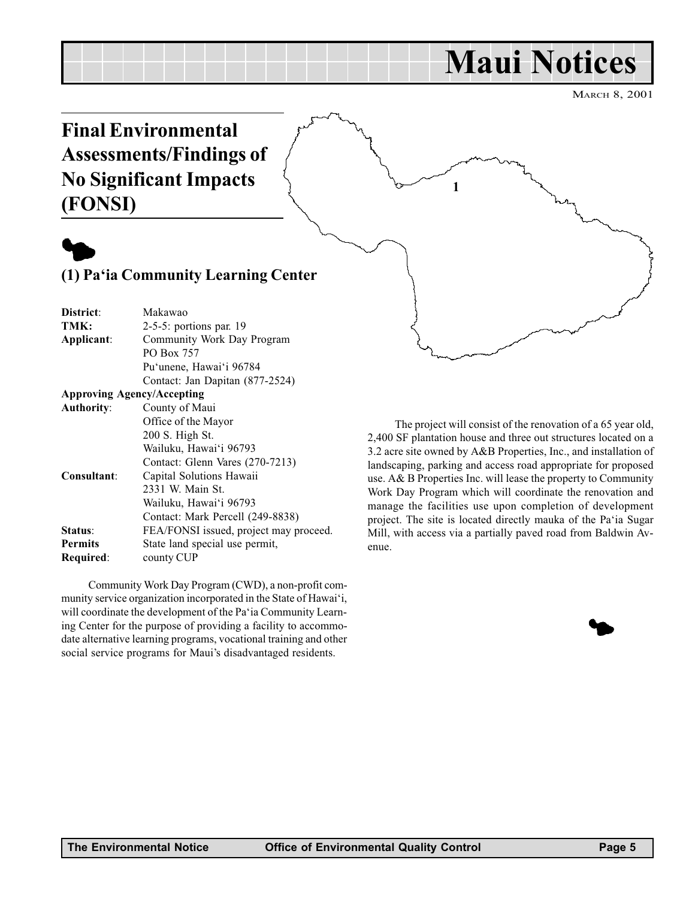# Maui Notices

March 8, 2001

## Final Environmental Assessments/Findings of No Significant Impacts (FONSI)

### (1) Pa'ia Community Learning Center

| | |
|---|---|
| **District**: | Makawao |
| **TMK:** | 2-5-5: portions par. 19 |
| **Applicant**: | Community Work Day Program<br>PO Box 757<br>Pu'unene, Hawai'i 96784<br>Contact: Jan Dapitan (877-2524) |
| **Approving Agency/Accepting Authority**: | County of Maui<br>Office of the Mayor<br>200 S. High St.<br>Wailuku, Hawai'i 96793<br>Contact: Glenn Vares (270-7213) |
| **Consultant**: | Capital Solutions Hawaii<br>2331 W. Main St.<br>Wailuku, Hawai'i 96793<br>Contact: Mark Percell (249-8838) |
| **Status**: | FEA/FONSI issued, project may proceed. |
| **Permits Required**: | State land special use permit, county CUP |

Community Work Day Program (CWD), a non-profit community service organization incorporated in the State of Hawai'i, will coordinate the development of the Pa'ia Community Learning Center for the purpose of providing a facility to accommodate alternative learning programs, vocational training and other social service programs for Maui's disadvantaged residents.

The project will consist of the renovation of a 65 year old, 2,400 SF plantation house and three out structures located on a 3.2 acre site owned by A&B Properties, Inc., and installation of landscaping, parking and access road appropriate for proposed use. A& B Properties Inc. will lease the property to Community Work Day Program which will coordinate the renovation and manage the facilities use upon completion of development project. The site is located directly mauka of the Pa'ia Sugar Mill, with access via a partially paved road from Baldwin Avenue.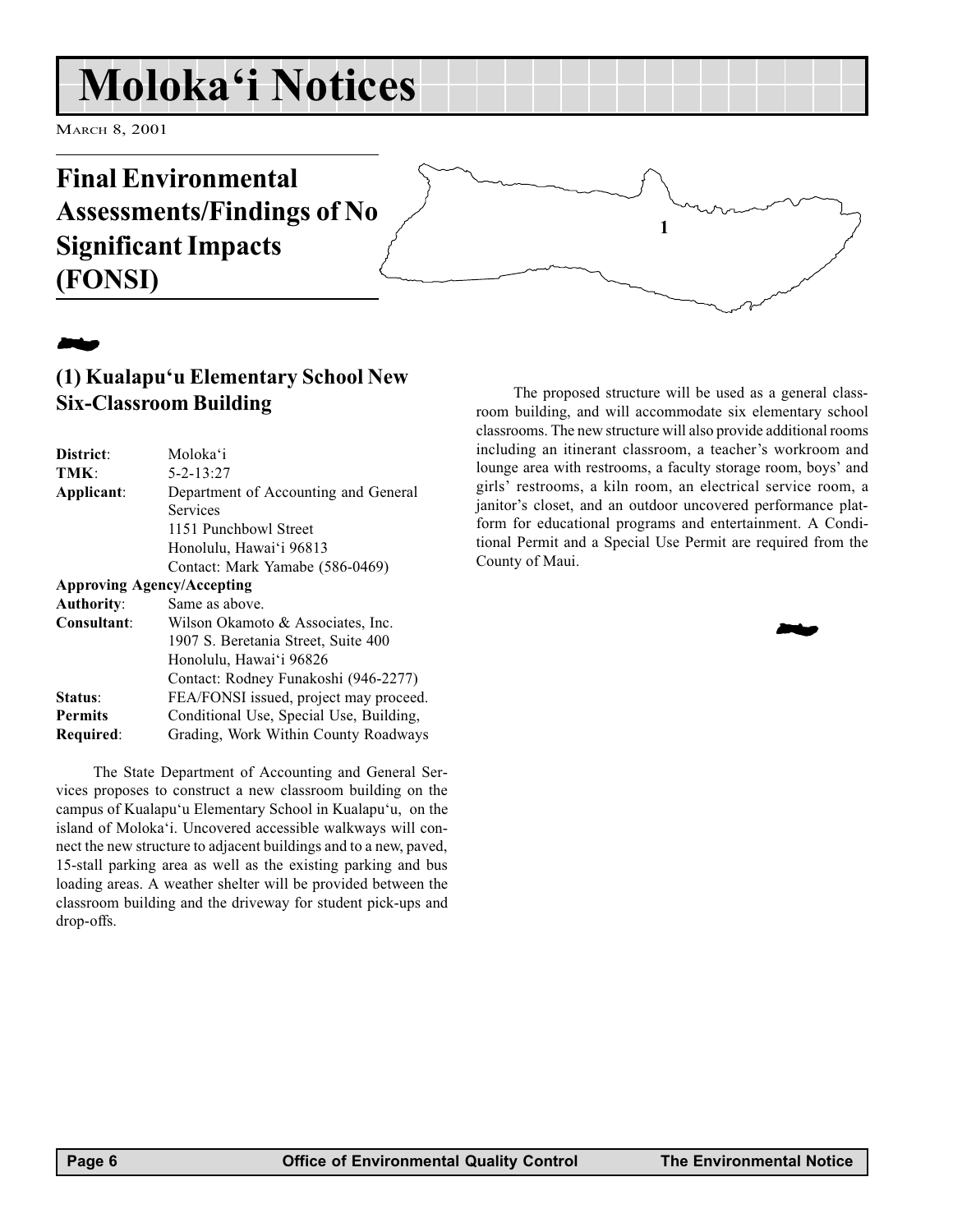# Moloka'i Notices

March 8, 2001

## Final Environmental Assessments/Findings of No Significant Impacts (FONSI)

### (1) Kualapu'u Elementary School New Six-Classroom Building

| | |
|---|---|
| **District**: | Moloka'i |
| **TMK**: | 5-2-13:27 |
| **Applicant**: | Department of Accounting and General Services<br>1151 Punchbowl Street<br>Honolulu, Hawai'i 96813<br>Contact: Mark Yamabe (586-0469) |
| **Approving Agency/Accepting Authority**: | Same as above. |
| **Consultant**: | Wilson Okamoto & Associates, Inc.<br>1907 S. Beretania Street, Suite 400<br>Honolulu, Hawai'i 96826<br>Contact: Rodney Funakoshi (946-2277) |
| **Status**: | FEA/FONSI issued, project may proceed. |
| **Permits Required**: | Conditional Use, Special Use, Building, Grading, Work Within County Roadways |

The State Department of Accounting and General Services proposes to construct a new classroom building on the campus of Kualapu'u Elementary School in Kualapu'u, on the island of Moloka'i. Uncovered accessible walkways will connect the new structure to adjacent buildings and to a new, paved, 15-stall parking area as well as the existing parking and bus loading areas. A weather shelter will be provided between the classroom building and the driveway for student pick-ups and drop-offs.

The proposed structure will be used as a general classroom building, and will accommodate six elementary school classrooms. The new structure will also provide additional rooms including an itinerant classroom, a teacher's workroom and lounge area with restrooms, a faculty storage room, boys' and girls' restrooms, a kiln room, an electrical service room, a janitor's closet, and an outdoor uncovered performance platform for educational programs and entertainment. A Conditional Permit and a Special Use Permit are required from the County of Maui.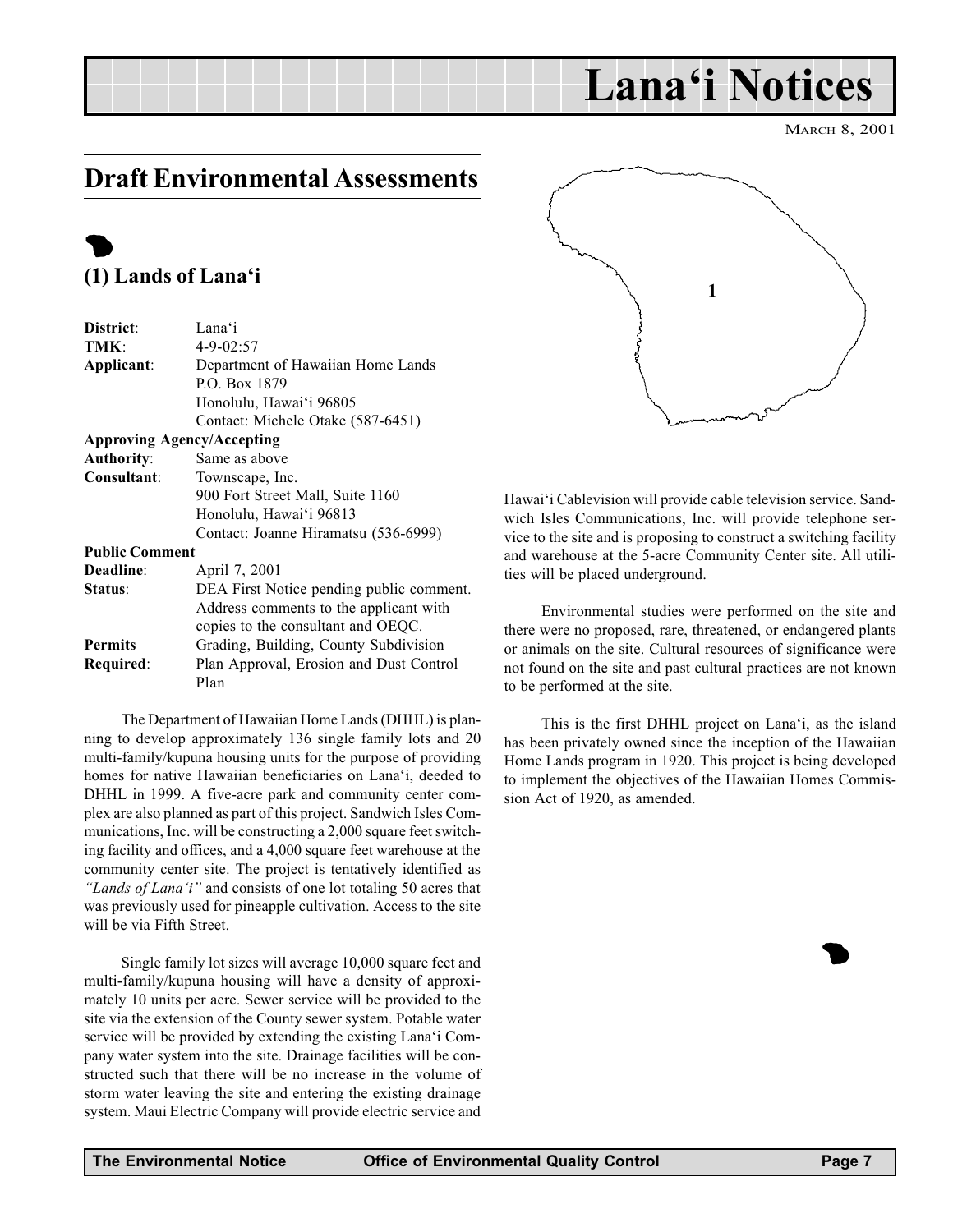# Lana'i Notices

March 8, 2001

## Draft Environmental Assessments

### (1) Lands of Lana'i

**District**: Lana'i
**TMK**: 4-9-02:57
**Applicant**: Department of Hawaiian Home Lands
P.O. Box 1879
Honolulu, Hawai'i 96805
Contact: Michele Otake (587-6451)

**Approving Agency/Accepting Authority**: Same as above

**Consultant**: Townscape, Inc.
900 Fort Street Mall, Suite 1160
Honolulu, Hawai'i 96813
Contact: Joanne Hiramatsu (536-6999)

**Public Comment Deadline**: April 7, 2001

**Status**: DEA First Notice pending public comment. Address comments to the applicant with copies to the consultant and OEQC.

**Permits Required**: Grading, Building, County Subdivision Plan Approval, Erosion and Dust Control Plan

The Department of Hawaiian Home Lands (DHHL) is planning to develop approximately 136 single family lots and 20 multi-family/kupuna housing units for the purpose of providing homes for native Hawaiian beneficiaries on Lana'i, deeded to DHHL in 1999. A five-acre park and community center complex are also planned as part of this project. Sandwich Isles Communications, Inc. will be constructing a 2,000 square feet switching facility and offices, and a 4,000 square feet warehouse at the community center site. The project is tentatively identified as *"Lands of Lana'i"* and consists of one lot totaling 50 acres that was previously used for pineapple cultivation. Access to the site will be via Fifth Street.

Single family lot sizes will average 10,000 square feet and multi-family/kupuna housing will have a density of approximately 10 units per acre. Sewer service will be provided to the site via the extension of the County sewer system. Potable water service will be provided by extending the existing Lana'i Company water system into the site. Drainage facilities will be constructed such that there will be no increase in the volume of storm water leaving the site and entering the existing drainage system. Maui Electric Company will provide electric service and Hawai'i Cablevision will provide cable television service. Sandwich Isles Communications, Inc. will provide telephone service to the site and is proposing to construct a switching facility and warehouse at the 5-acre Community Center site. All utilities will be placed underground.

Environmental studies were performed on the site and there were no proposed, rare, threatened, or endangered plants or animals on the site. Cultural resources of significance were not found on the site and past cultural practices are not known to be performed at the site.

This is the first DHHL project on Lana'i, as the island has been privately owned since the inception of the Hawaiian Home Lands program in 1920. This project is being developed to implement the objectives of the Hawaiian Homes Commission Act of 1920, as amended.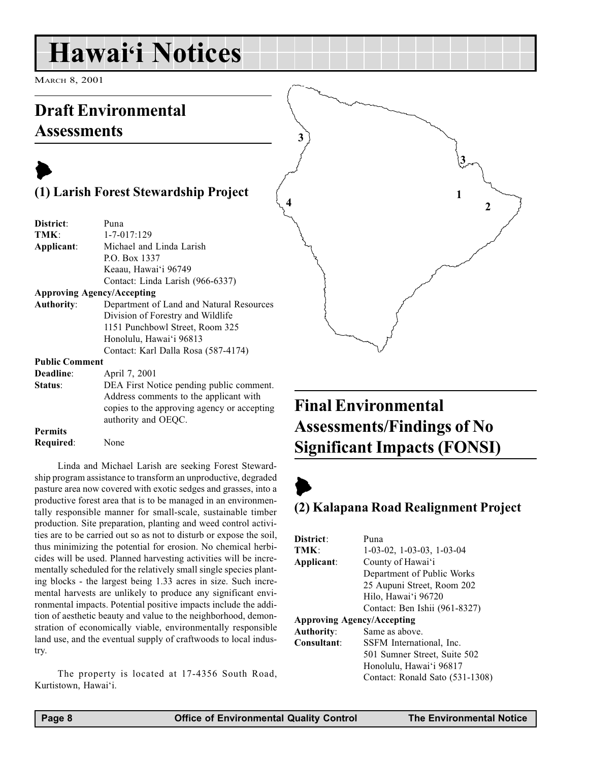# Hawai'i Notices

March 8, 2001

## Draft Environmental Assessments

### (1) Larish Forest Stewardship Project

**District**: Puna
**TMK**: 1-7-017:129
**Applicant**: Michael and Linda Larish
P.O. Box 1337
Keaau, Hawai'i 96749
Contact: Linda Larish (966-6337)
**Approving Agency/Accepting Authority**: Department of Land and Natural Resources
Division of Forestry and Wildlife
1151 Punchbowl Street, Room 325
Honolulu, Hawai'i 96813
Contact: Karl Dalla Rosa (587-4174)
**Public Comment Deadline**: April 7, 2001
**Status**: DEA First Notice pending public comment. Address comments to the applicant with copies to the approving agency or accepting authority and OEQC.
**Permits Required**: None

Linda and Michael Larish are seeking Forest Stewardship program assistance to transform an unproductive, degraded pasture area now covered with exotic sedges and grasses, into a productive forest area that is to be managed in an environmentally responsible manner for small-scale, sustainable timber production. Site preparation, planting and weed control activities are to be carried out so as not to disturb or expose the soil, thus minimizing the potential for erosion. No chemical herbicides will be used. Planned harvesting activities will be incrementally scheduled for the relatively small single species planting blocks - the largest being 1.33 acres in size. Such incremental harvests are unlikely to produce any significant environmental impacts. Potential positive impacts include the addition of aesthetic beauty and value to the neighborhood, demonstration of economically viable, environmentally responsible land use, and the eventual supply of craftwoods to local industry.

The property is located at 17-4356 South Road, Kurtistown, Hawai'i.

## Final Environmental Assessments/Findings of No Significant Impacts (FONSI)

### (2) Kalapana Road Realignment Project

**District**: Puna
**TMK**: 1-03-02, 1-03-03, 1-03-04
**Applicant**: County of Hawai'i
Department of Public Works
25 Aupuni Street, Room 202
Hilo, Hawai'i 96720
Contact: Ben Ishii (961-8327)
**Approving Agency/Accepting Authority**: Same as above.
**Consultant**: SSFM International, Inc.
501 Sumner Street, Suite 502
Honolulu, Hawai'i 96817
Contact: Ronald Sato (531-1308)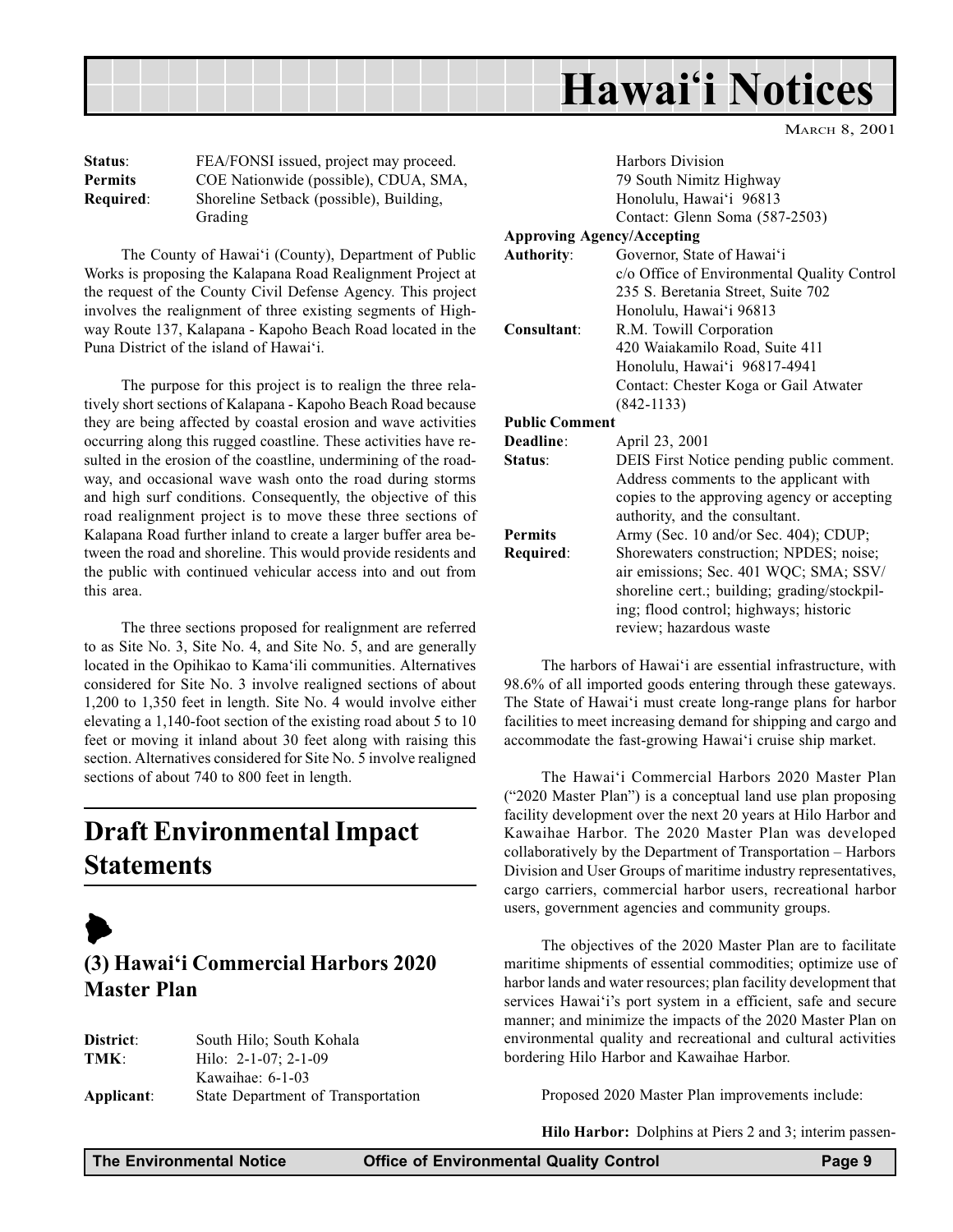| | |
|---|---|
| **Status**: | FEA/FONSI issued, project may proceed. |
| **Permits Required**: | COE Nationwide (possible), CDUA, SMA, Shoreline Setback (possible), Building, Grading |

The County of Hawai'i (County), Department of Public Works is proposing the Kalapana Road Realignment Project at the request of the County Civil Defense Agency. This project involves the realignment of three existing segments of Highway Route 137, Kalapana - Kapoho Beach Road located in the Puna District of the island of Hawai'i.

The purpose for this project is to realign the three relatively short sections of Kalapana - Kapoho Beach Road because they are being affected by coastal erosion and wave activities occurring along this rugged coastline. These activities have resulted in the erosion of the coastline, undermining of the roadway, and occasional wave wash onto the road during storms and high surf conditions. Consequently, the objective of this road realignment project is to move these three sections of Kalapana Road further inland to create a larger buffer area between the road and shoreline. This would provide residents and the public with continued vehicular access into and out from this area.

The three sections proposed for realignment are referred to as Site No. 3, Site No. 4, and Site No. 5, and are generally located in the Opihikao to Kama'ili communities. Alternatives considered for Site No. 3 involve realigned sections of about 1,200 to 1,350 feet in length. Site No. 4 would involve either elevating a 1,140-foot section of the existing road about 5 to 10 feet or moving it inland about 30 feet along with raising this section. Alternatives considered for Site No. 5 involve realigned sections of about 740 to 800 feet in length.

# Draft Environmental Impact Statements

## (3) Hawai'i Commercial Harbors 2020 Master Plan

| | |
|---|---|
| **District**: | South Hilo; South Kohala |
| **TMK**: | Hilo: 2-1-07; 2-1-09<br>Kawaihae: 6-1-03 |
| **Applicant**: | State Department of Transportation<br>Harbors Division<br>79 South Nimitz Highway<br>Honolulu, Hawai'i 96813<br>Contact: Glenn Soma (587-2503) |
| **Approving Agency/Accepting Authority**: | Governor, State of Hawai'i<br>c/o Office of Environmental Quality Control<br>235 S. Beretania Street, Suite 702<br>Honolulu, Hawai'i 96813 |
| **Consultant**: | R.M. Towill Corporation<br>420 Waiakamilo Road, Suite 411<br>Honolulu, Hawai'i 96817-4941<br>Contact: Chester Koga or Gail Atwater (842-1133) |
| **Public Comment Deadline**: | April 23, 2001 |
| **Status**: | DEIS First Notice pending public comment. Address comments to the applicant with copies to the approving agency or accepting authority, and the consultant. |
| **Permits Required**: | Army (Sec. 10 and/or Sec. 404); CDUP; Shorewaters construction; NPDES; noise; air emissions; Sec. 401 WQC; SMA; SSV/shoreline cert.; building; grading/stockpiling; flood control; highways; historic review; hazardous waste |

The harbors of Hawai'i are essential infrastructure, with 98.6% of all imported goods entering through these gateways. The State of Hawai'i must create long-range plans for harbor facilities to meet increasing demand for shipping and cargo and accommodate the fast-growing Hawai'i cruise ship market.

The Hawai'i Commercial Harbors 2020 Master Plan ("2020 Master Plan") is a conceptual land use plan proposing facility development over the next 20 years at Hilo Harbor and Kawaihae Harbor. The 2020 Master Plan was developed collaboratively by the Department of Transportation – Harbors Division and User Groups of maritime industry representatives, cargo carriers, commercial harbor users, recreational harbor users, government agencies and community groups.

The objectives of the 2020 Master Plan are to facilitate maritime shipments of essential commodities; optimize use of harbor lands and water resources; plan facility development that services Hawai'i's port system in a efficient, safe and secure manner; and minimize the impacts of the 2020 Master Plan on environmental quality and recreational and cultural activities bordering Hilo Harbor and Kawaihae Harbor.

Proposed 2020 Master Plan improvements include:

**Hilo Harbor:** Dolphins at Piers 2 and 3; interim passen-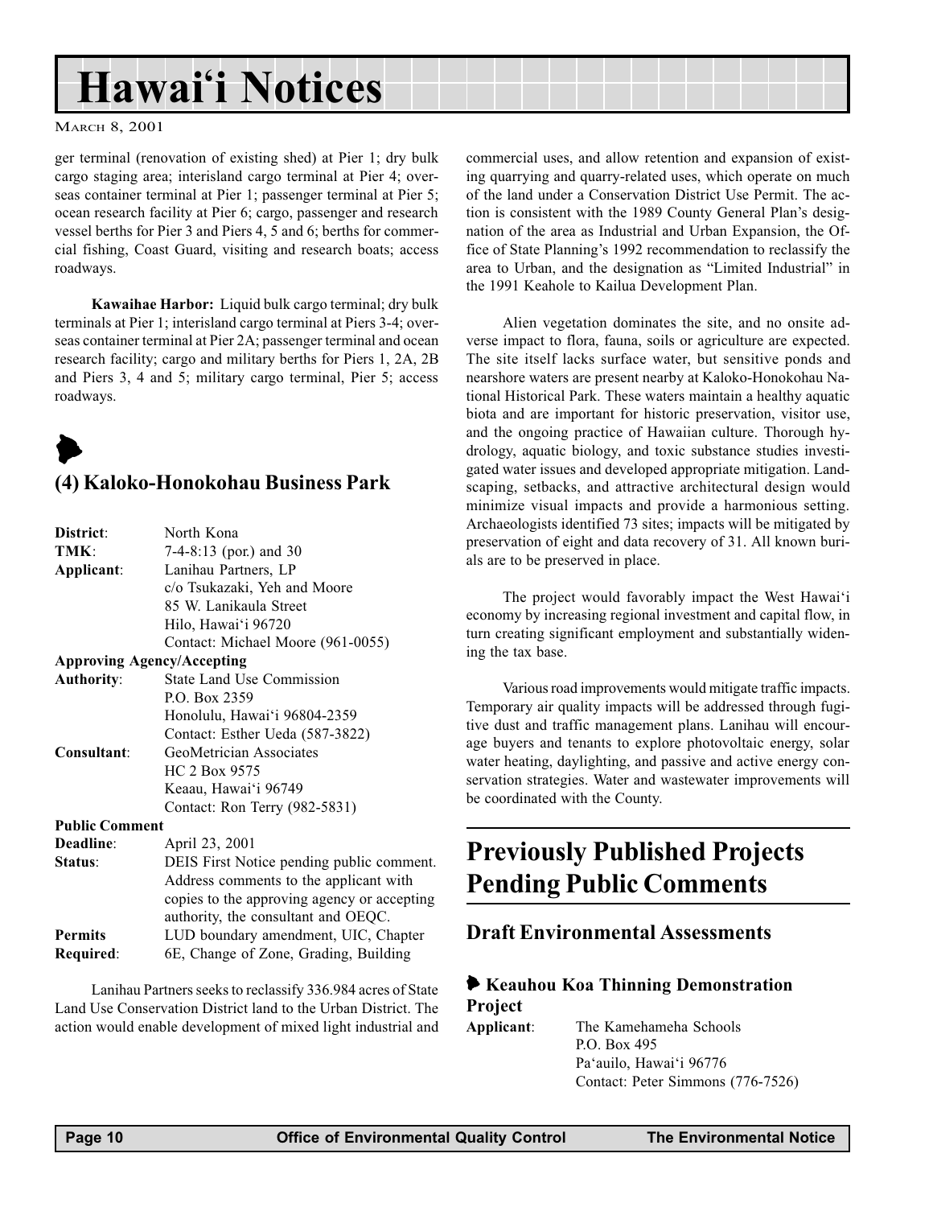ger terminal (renovation of existing shed) at Pier 1; dry bulk cargo staging area; interisland cargo terminal at Pier 4; overseas container terminal at Pier 1; passenger terminal at Pier 5; ocean research facility at Pier 6; cargo, passenger and research vessel berths for Pier 3 and Piers 4, 5 and 6; berths for commercial fishing, Coast Guard, visiting and research boats; access roadways.

**Kawaihae Harbor:** Liquid bulk cargo terminal; dry bulk terminals at Pier 1; interisland cargo terminal at Piers 3-4; overseas container terminal at Pier 2A; passenger terminal and ocean research facility; cargo and military berths for Piers 1, 2A, 2B and Piers 3, 4 and 5; military cargo terminal, Pier 5; access roadways.

## (4) Kaloko-Honokohau Business Park

| | |
|---|---|
| **District**: | North Kona |
| **TMK**: | 7-4-8:13 (por.) and 30 |
| **Applicant**: | Lanihau Partners, LP<br>c/o Tsukazaki, Yeh and Moore<br>85 W. Lanikaula Street<br>Hilo, Hawai'i 96720<br>Contact: Michael Moore (961-0055) |
| **Approving Agency/Accepting Authority**: | State Land Use Commission<br>P.O. Box 2359<br>Honolulu, Hawai'i 96804-2359<br>Contact: Esther Ueda (587-3822) |
| **Consultant**: | GeoMetrician Associates<br>HC 2 Box 9575<br>Keaau, Hawai'i 96749<br>Contact: Ron Terry (982-5831) |
| **Public Comment Deadline**: | April 23, 2001 |
| **Status**: | DEIS First Notice pending public comment. Address comments to the applicant with copies to the approving agency or accepting authority, the consultant and OEQC. |
| **Permits Required**: | LUD boundary amendment, UIC, Chapter 6E, Change of Zone, Grading, Building |

Lanihau Partners seeks to reclassify 336.984 acres of State Land Use Conservation District land to the Urban District. The action would enable development of mixed light industrial and commercial uses, and allow retention and expansion of existing quarrying and quarry-related uses, which operate on much of the land under a Conservation District Use Permit. The action is consistent with the 1989 County General Plan's designation of the area as Industrial and Urban Expansion, the Office of State Planning's 1992 recommendation to reclassify the area to Urban, and the designation as "Limited Industrial" in the 1991 Keahole to Kailua Development Plan.

Alien vegetation dominates the site, and no onsite adverse impact to flora, fauna, soils or agriculture are expected. The site itself lacks surface water, but sensitive ponds and nearshore waters are present nearby at Kaloko-Honokohau National Historical Park. These waters maintain a healthy aquatic biota and are important for historic preservation, visitor use, and the ongoing practice of Hawaiian culture. Thorough hydrology, aquatic biology, and toxic substance studies investigated water issues and developed appropriate mitigation. Landscaping, setbacks, and attractive architectural design would minimize visual impacts and provide a harmonious setting. Archaeologists identified 73 sites; impacts will be mitigated by preservation of eight and data recovery of 31. All known burials are to be preserved in place.

The project would favorably impact the West Hawai'i economy by increasing regional investment and capital flow, in turn creating significant employment and substantially widening the tax base.

Various road improvements would mitigate traffic impacts. Temporary air quality impacts will be addressed through fugitive dust and traffic management plans. Lanihau will encourage buyers and tenants to explore photovoltaic energy, solar water heating, daylighting, and passive and active energy conservation strategies. Water and wastewater improvements will be coordinated with the County.

# Previously Published Projects Pending Public Comments

## Draft Environmental Assessments

### Keauhou Koa Thinning Demonstration Project

| | |
|---|---|
| **Applicant**: | The Kamehameha Schools<br>P.O. Box 495<br>Pa'auilo, Hawai'i 96776<br>Contact: Peter Simmons (776-7526) |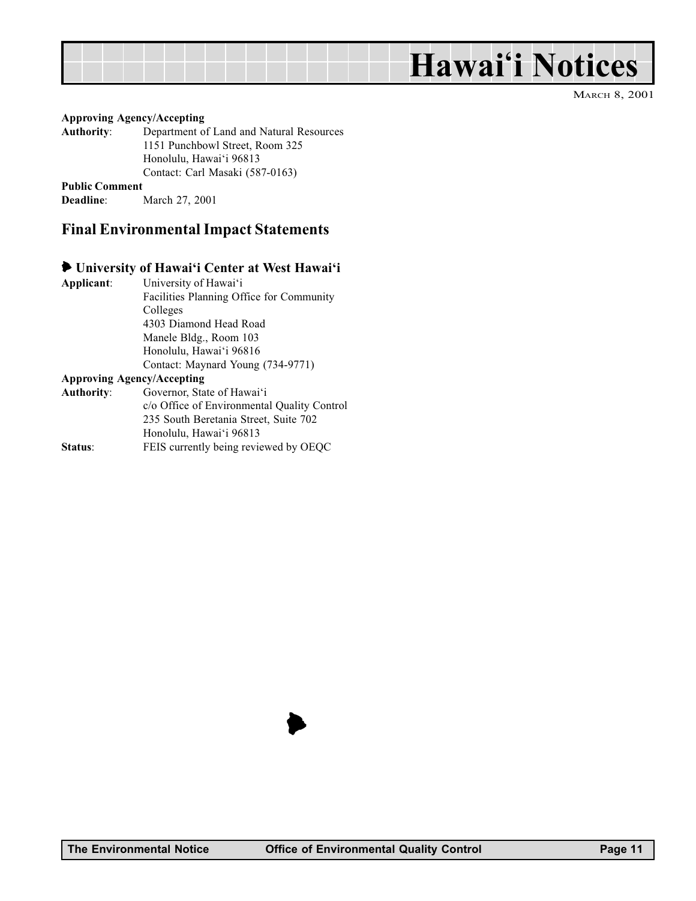**Approving Agency/Accepting**
**Authority**: Department of Land and Natural Resources
1151 Punchbowl Street, Room 325
Honolulu, Hawai'i 96813
Contact: Carl Masaki (587-0163)

**Public Comment**
**Deadline**: March 27, 2001

## Final Environmental Impact Statements

### University of Hawai'i Center at West Hawai'i

**Applicant**: University of Hawai'i
Facilities Planning Office for Community Colleges
4303 Diamond Head Road
Manele Bldg., Room 103
Honolulu, Hawai'i 96816
Contact: Maynard Young (734-9771)

**Approving Agency/Accepting**
**Authority**: Governor, State of Hawai'i
c/o Office of Environmental Quality Control
235 South Beretania Street, Suite 702
Honolulu, Hawai'i 96813

**Status**: FEIS currently being reviewed by OEQC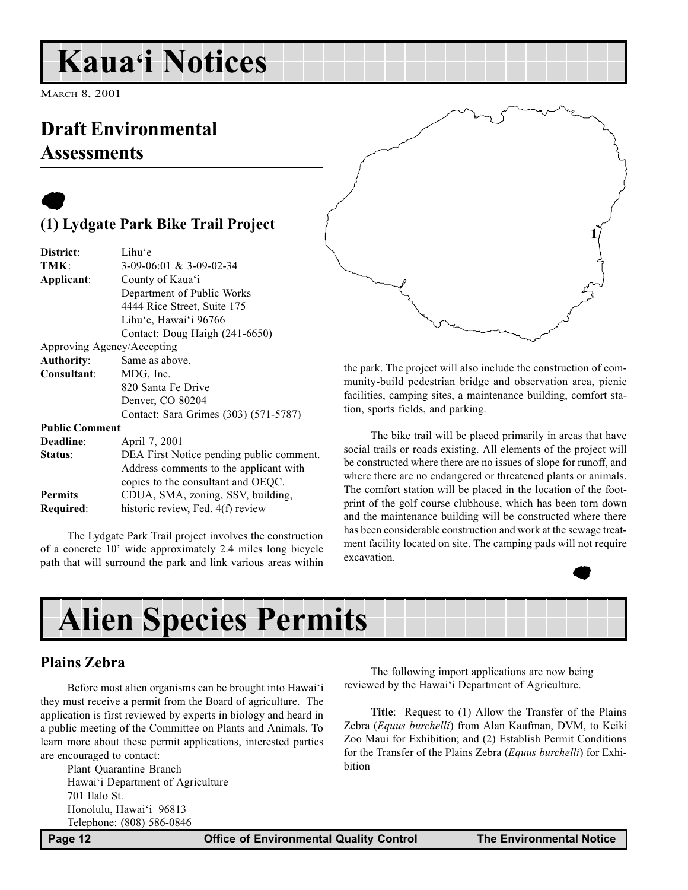# Kaua'i Notices

March 8, 2001

## Draft Environmental Assessments

### (1) Lydgate Park Bike Trail Project

| | |
|---|---|
| **District**: | Lihu'e |
| **TMK**: | 3-09-06:01 & 3-09-02-34 |
| **Applicant**: | County of Kaua'i<br>Department of Public Works<br>4444 Rice Street, Suite 175<br>Lihu'e, Hawai'i 96766<br>Contact: Doug Haigh (241-6650) |
| Approving Agency/Accepting **Authority**: | Same as above. |
| **Consultant**: | MDG, Inc.<br>820 Santa Fe Drive<br>Denver, CO 80204<br>Contact: Sara Grimes (303) (571-5787) |
| **Public Comment Deadline**: | April 7, 2001 |
| **Status**: | DEA First Notice pending public comment. Address comments to the applicant with copies to the consultant and OEQC. |
| **Permits Required**: | CDUA, SMA, zoning, SSV, building, historic review, Fed. 4(f) review |

The Lydgate Park Trail project involves the construction of a concrete 10' wide approximately 2.4 miles long bicycle path that will surround the park and link various areas within the park. The project will also include the construction of community-build pedestrian bridge and observation area, picnic facilities, camping sites, a maintenance building, comfort station, sports fields, and parking.

The bike trail will be placed primarily in areas that have social trails or roads existing. All elements of the project will be constructed where there are no issues of slope for runoff, and where there are no endangered or threatened plants or animals. The comfort station will be placed in the location of the footprint of the golf course clubhouse, which has been torn down and the maintenance building will be constructed where there has been considerable construction and work at the sewage treatment facility located on site. The camping pads will not require excavation.

# Alien Species Permits

## Plains Zebra

Before most alien organisms can be brought into Hawai'i they must receive a permit from the Board of agriculture. The application is first reviewed by experts in biology and heard in a public meeting of the Committee on Plants and Animals. To learn more about these permit applications, interested parties are encouraged to contact:

Plant Quarantine Branch
Hawai'i Department of Agriculture
701 Ilalo St.
Honolulu, Hawai'i 96813
Telephone: (808) 586-0846

The following import applications are now being reviewed by the Hawai'i Department of Agriculture.

**Title**: Request to (1) Allow the Transfer of the Plains Zebra (*Equus burchelli*) from Alan Kaufman, DVM, to Keiki Zoo Maui for Exhibition; and (2) Establish Permit Conditions for the Transfer of the Plains Zebra (*Equus burchelli*) for Exhibition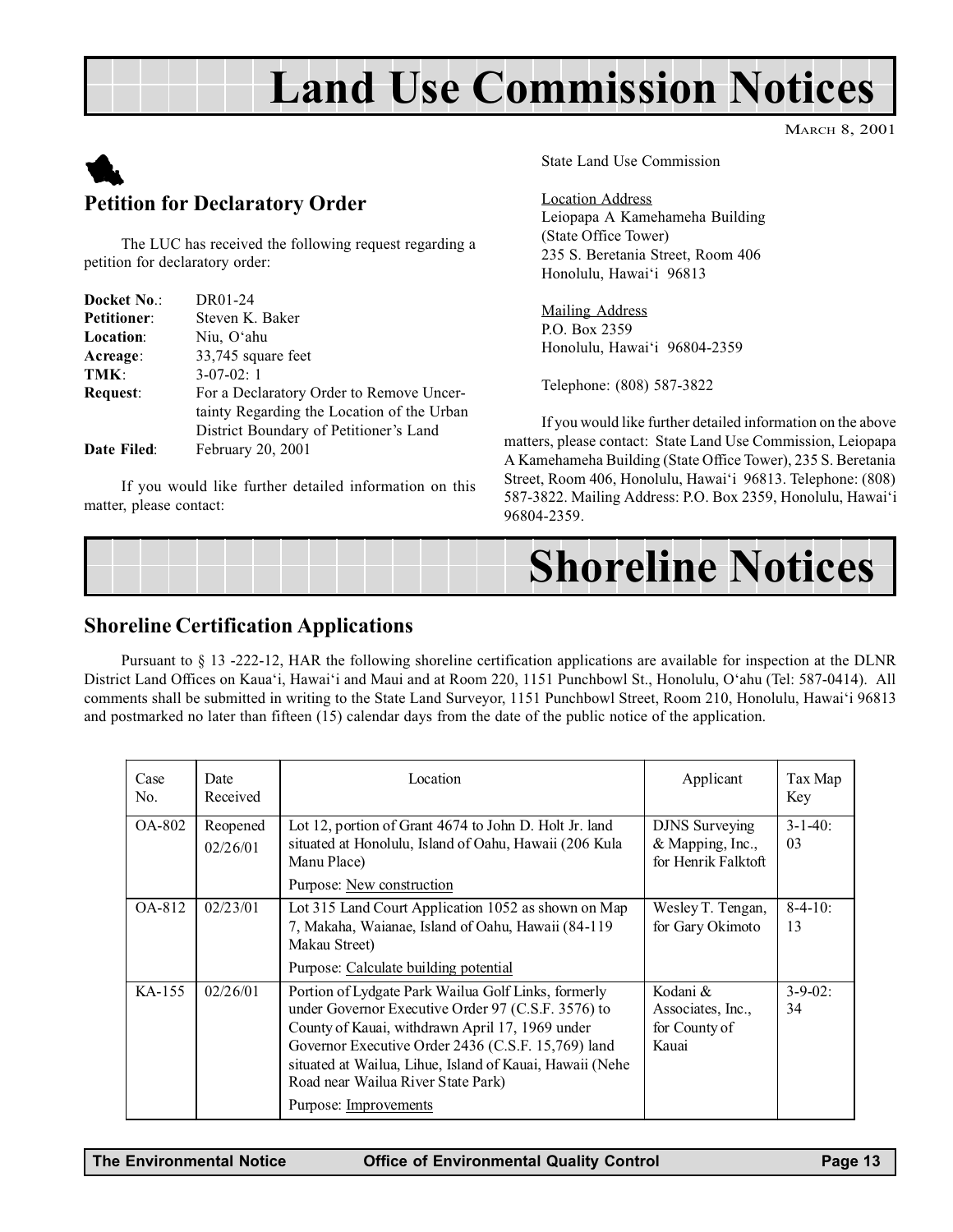# Land Use Commission Notices

March 8, 2001

## Petition for Declaratory Order

The LUC has received the following request regarding a petition for declaratory order:

**Docket No.**: DR01-24
**Petitioner**: Steven K. Baker
**Location**: Niu, O‘ahu
**Acreage**: 33,745 square feet
**TMK**: 3-07-02: 1
**Request**: For a Declaratory Order to Remove Uncertainty Regarding the Location of the Urban District Boundary of Petitioner's Land
**Date Filed**: February 20, 2001

If you would like further detailed information on this matter, please contact:

State Land Use Commission

Location Address
Leiopapa A Kamehameha Building
(State Office Tower)
235 S. Beretania Street, Room 406
Honolulu, Hawai‘i 96813

Mailing Address
P.O. Box 2359
Honolulu, Hawai‘i 96804-2359

Telephone: (808) 587-3822

If you would like further detailed information on the above matters, please contact: State Land Use Commission, Leiopapa A Kamehameha Building (State Office Tower), 235 S. Beretania Street, Room 406, Honolulu, Hawai‘i 96813. Telephone: (808) 587-3822. Mailing Address: P.O. Box 2359, Honolulu, Hawai‘i 96804-2359.

# Shoreline Notices

## Shoreline Certification Applications

Pursuant to § 13 -222-12, HAR the following shoreline certification applications are available for inspection at the DLNR District Land Offices on Kaua‘i, Hawai‘i and Maui and at Room 220, 1151 Punchbowl St., Honolulu, O‘ahu (Tel: 587-0414). All comments shall be submitted in writing to the State Land Surveyor, 1151 Punchbowl Street, Room 210, Honolulu, Hawai‘i 96813 and postmarked no later than fifteen (15) calendar days from the date of the public notice of the application.

| Case No. | Date Received | Location | Applicant | Tax Map Key |
|---|---|---|---|---|
| OA-802 | Reopened 02/26/01 | Lot 12, portion of Grant 4674 to John D. Holt Jr. land situated at Honolulu, Island of Oahu, Hawaii (206 Kula Manu Place) Purpose: New construction | DJNS Surveying & Mapping, Inc., for Henrik Falktoft | 3-1-40: 03 |
| OA-812 | 02/23/01 | Lot 315 Land Court Application 1052 as shown on Map 7, Makaha, Waianae, Island of Oahu, Hawaii (84-119 Makau Street) Purpose: Calculate building potential | Wesley T. Tengan, for Gary Okimoto | 8-4-10: 13 |
| KA-155 | 02/26/01 | Portion of Lydgate Park Wailua Golf Links, formerly under Governor Executive Order 97 (C.S.F. 3576) to County of Kauai, withdrawn April 17, 1969 under Governor Executive Order 2436 (C.S.F. 15,769) land situated at Wailua, Lihue, Island of Kauai, Hawaii (Nehe Road near Wailua River State Park) Purpose: Improvements | Kodani & Associates, Inc., for County of Kauai | 3-9-02: 34 |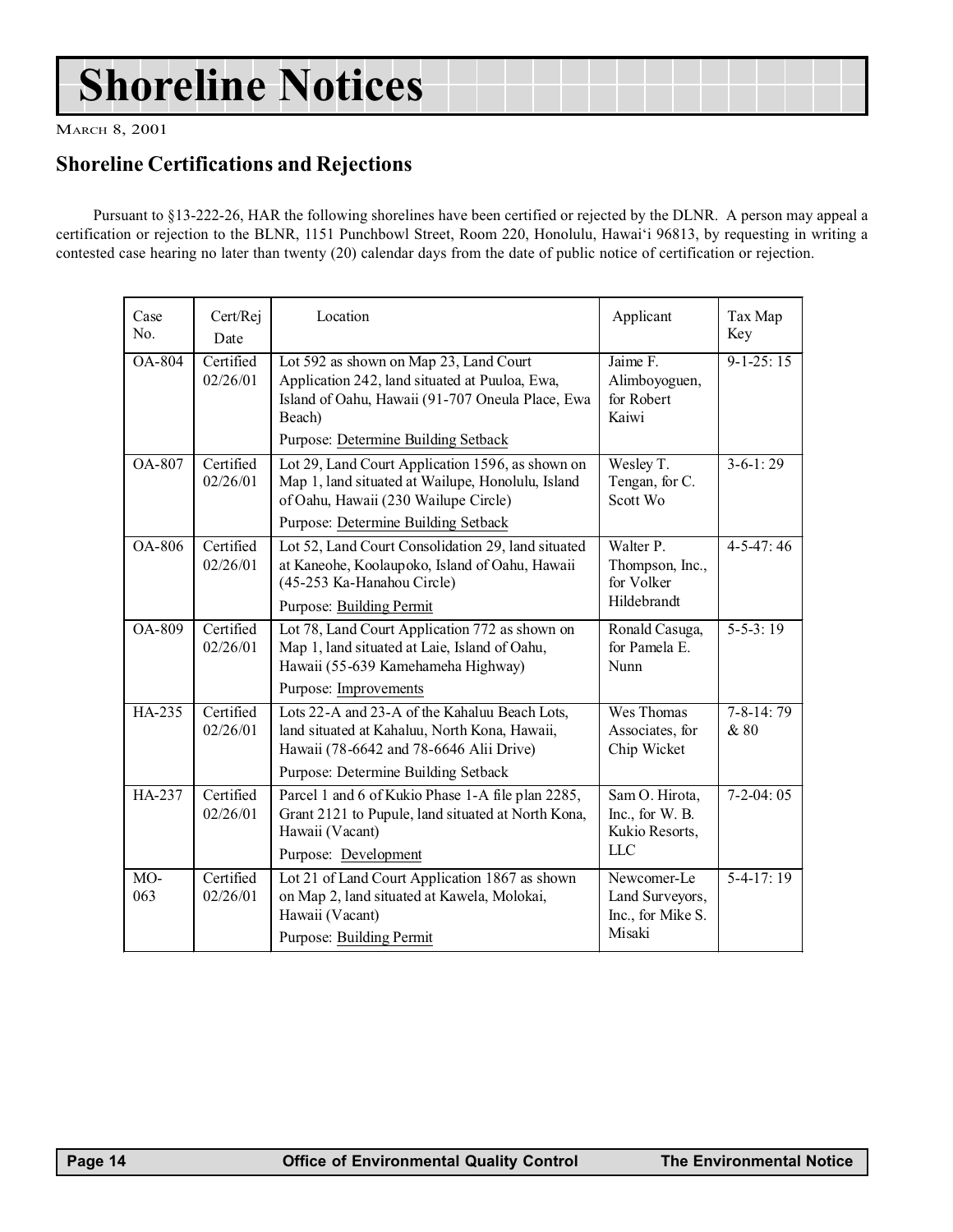# Shoreline Notices

March 8, 2001

## Shoreline Certifications and Rejections

Pursuant to §13-222-26, HAR the following shorelines have been certified or rejected by the DLNR. A person may appeal a certification or rejection to the BLNR, 1151 Punchbowl Street, Room 220, Honolulu, Hawai'i 96813, by requesting in writing a contested case hearing no later than twenty (20) calendar days from the date of public notice of certification or rejection.

| Case No. | Cert/Rej Date | Location | Applicant | Tax Map Key |
|---|---|---|---|---|
| OA-804 | Certified 02/26/01 | Lot 592 as shown on Map 23, Land Court Application 242, land situated at Puuloa, Ewa, Island of Oahu, Hawaii (91-707 Oneula Place, Ewa Beach)<br>Purpose: Determine Building Setback | Jaime F. Alimboyoguen, for Robert Kaiwi | 9-1-25: 15 |
| OA-807 | Certified 02/26/01 | Lot 29, Land Court Application 1596, as shown on Map 1, land situated at Wailupe, Honolulu, Island of Oahu, Hawaii (230 Wailupe Circle)<br>Purpose: Determine Building Setback | Wesley T. Tengan, for C. Scott Wo | 3-6-1: 29 |
| OA-806 | Certified 02/26/01 | Lot 52, Land Court Consolidation 29, land situated at Kaneohe, Koolaupoko, Island of Oahu, Hawaii (45-253 Ka-Hanahou Circle)<br>Purpose: Building Permit | Walter P. Thompson, Inc., for Volker Hildebrandt | 4-5-47: 46 |
| OA-809 | Certified 02/26/01 | Lot 78, Land Court Application 772 as shown on Map 1, land situated at Laie, Island of Oahu, Hawaii (55-639 Kamehameha Highway)<br>Purpose: Improvements | Ronald Casuga, for Pamela E. Nunn | 5-5-3: 19 |
| HA-235 | Certified 02/26/01 | Lots 22-A and 23-A of the Kahaluu Beach Lots, land situated at Kahaluu, North Kona, Hawaii, Hawaii (78-6642 and 78-6646 Alii Drive)<br>Purpose: Determine Building Setback | Wes Thomas Associates, for Chip Wicket | 7-8-14: 79 & 80 |
| HA-237 | Certified 02/26/01 | Parcel 1 and 6 of Kukio Phase 1-A file plan 2285, Grant 2121 to Pupule, land situated at North Kona, Hawaii (Vacant)<br>Purpose: Development | Sam O. Hirota, Inc., for W. B. Kukio Resorts, LLC | 7-2-04: 05 |
| MO-063 | Certified 02/26/01 | Lot 21 of Land Court Application 1867 as shown on Map 2, land situated at Kawela, Molokai, Hawaii (Vacant)<br>Purpose: Building Permit | Newcomer-Le Land Surveyors, Inc., for Mike S. Misaki | 5-4-17: 19 |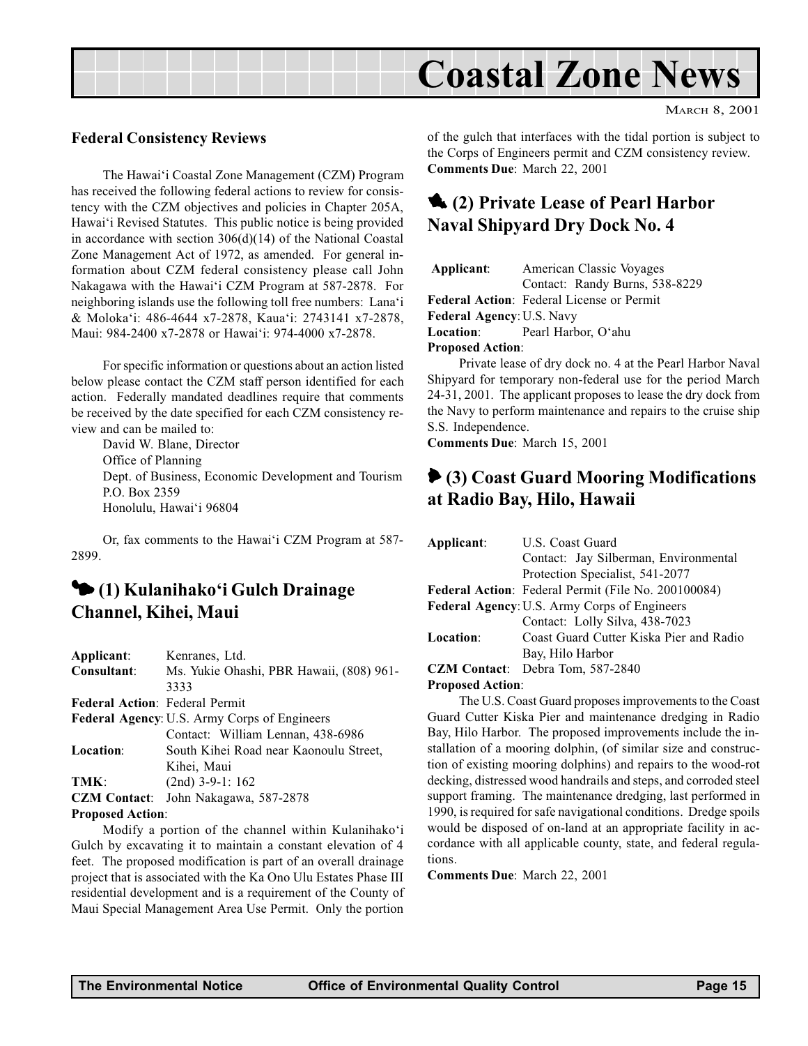# Coastal Zone News

March 8, 2001

## Federal Consistency Reviews

The Hawai'i Coastal Zone Management (CZM) Program has received the following federal actions to review for consistency with the CZM objectives and policies in Chapter 205A, Hawai'i Revised Statutes. This public notice is being provided in accordance with section 306(d)(14) of the National Coastal Zone Management Act of 1972, as amended. For general information about CZM federal consistency please call John Nakagawa with the Hawai'i CZM Program at 587-2878. For neighboring islands use the following toll free numbers: Lana'i & Moloka'i: 486-4644 x7-2878, Kaua'i: 2743141 x7-2878, Maui: 984-2400 x7-2878 or Hawai'i: 974-4000 x7-2878.

For specific information or questions about an action listed below please contact the CZM staff person identified for each action. Federally mandated deadlines require that comments be received by the date specified for each CZM consistency review and can be mailed to:

David W. Blane, Director
Office of Planning
Dept. of Business, Economic Development and Tourism
P.O. Box 2359
Honolulu, Hawai'i 96804

Or, fax comments to the Hawai'i CZM Program at 587-2899.

## (1) Kulanihako'i Gulch Drainage Channel, Kihei, Maui

**Applicant**: Kenranes, Ltd.
**Consultant**: Ms. Yukie Ohashi, PBR Hawaii, (808) 961-3333
**Federal Action**: Federal Permit
**Federal Agency**: U.S. Army Corps of Engineers
Contact: William Lennan, 438-6986
**Location**: South Kihei Road near Kaonoulu Street, Kihei, Maui
**TMK**: (2nd) 3-9-1: 162
**CZM Contact**: John Nakagawa, 587-2878
**Proposed Action**:

Modify a portion of the channel within Kulanihako'i Gulch by excavating it to maintain a constant elevation of 4 feet. The proposed modification is part of an overall drainage project that is associated with the Ka Ono Ulu Estates Phase III residential development and is a requirement of the County of Maui Special Management Area Use Permit. Only the portion of the gulch that interfaces with the tidal portion is subject to the Corps of Engineers permit and CZM consistency review.

**Comments Due**: March 22, 2001

## (2) Private Lease of Pearl Harbor Naval Shipyard Dry Dock No. 4

**Applicant**: American Classic Voyages
Contact: Randy Burns, 538-8229
**Federal Action**: Federal License or Permit
**Federal Agency**: U.S. Navy
**Location**: Pearl Harbor, O'ahu
**Proposed Action**:

Private lease of dry dock no. 4 at the Pearl Harbor Naval Shipyard for temporary non-federal use for the period March 24-31, 2001. The applicant proposes to lease the dry dock from the Navy to perform maintenance and repairs to the cruise ship S.S. Independence.

**Comments Due**: March 15, 2001

## (3) Coast Guard Mooring Modifications at Radio Bay, Hilo, Hawaii

**Applicant**: U.S. Coast Guard
Contact: Jay Silberman, Environmental Protection Specialist, 541-2077
**Federal Action**: Federal Permit (File No. 200100084)
**Federal Agency**: U.S. Army Corps of Engineers
Contact: Lolly Silva, 438-7023
**Location**: Coast Guard Cutter Kiska Pier and Radio Bay, Hilo Harbor
**CZM Contact**: Debra Tom, 587-2840
**Proposed Action**:

The U.S. Coast Guard proposes improvements to the Coast Guard Cutter Kiska Pier and maintenance dredging in Radio Bay, Hilo Harbor. The proposed improvements include the installation of a mooring dolphin, (of similar size and construction of existing mooring dolphins) and repairs to the wood-rot decking, distressed wood handrails and steps, and corroded steel support framing. The maintenance dredging, last performed in 1990, is required for safe navigational conditions. Dredge spoils would be disposed of on-land at an appropriate facility in accordance with all applicable county, state, and federal regulations.

**Comments Due**: March 22, 2001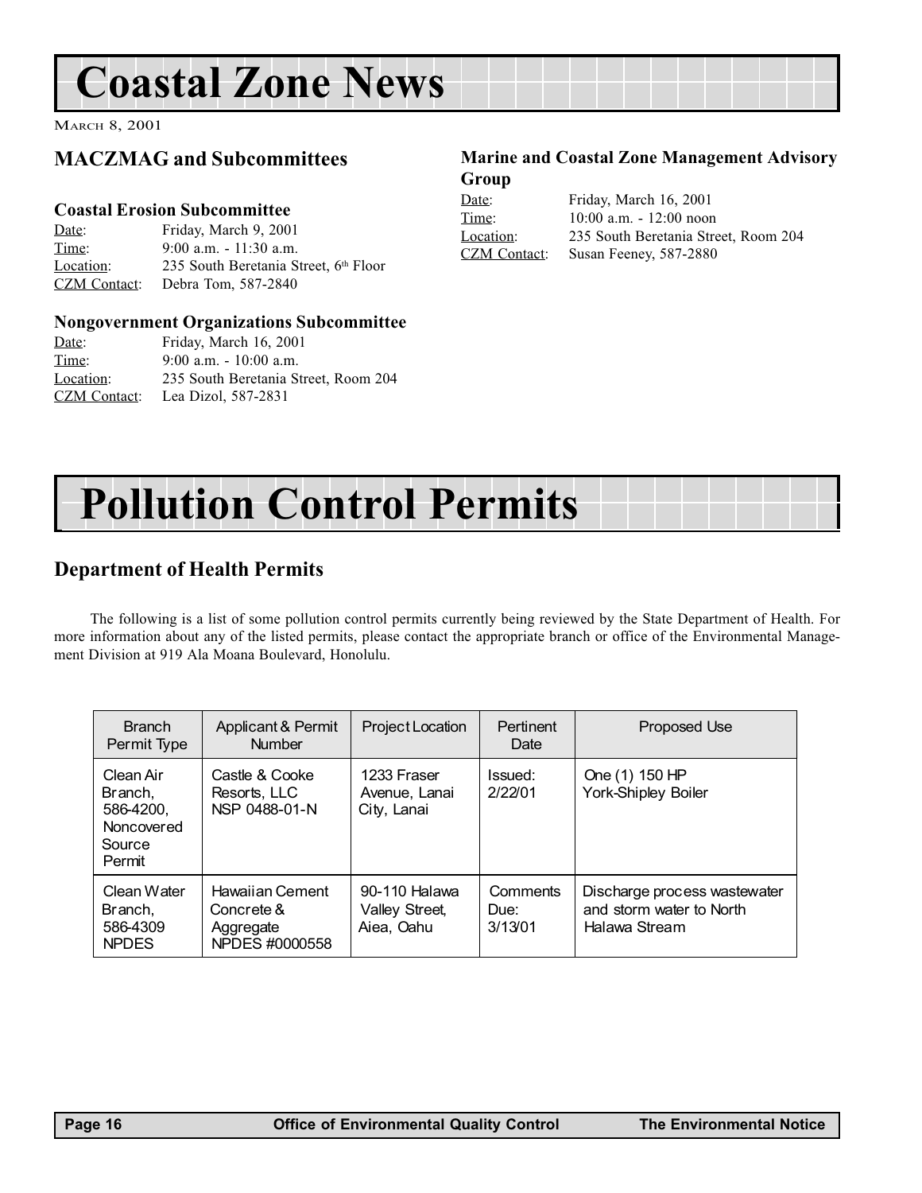# Coastal Zone News

March 8, 2001

## MACZMAG and Subcommittees

### Coastal Erosion Subcommittee

Date: Friday, March 9, 2001
Time: 9:00 a.m. - 11:30 a.m.
Location: 235 South Beretania Street, 6th Floor
CZM Contact: Debra Tom, 587-2840

### Nongovernment Organizations Subcommittee

Date: Friday, March 16, 2001
Time: 9:00 a.m. - 10:00 a.m.
Location: 235 South Beretania Street, Room 204
CZM Contact: Lea Dizol, 587-2831

### Marine and Coastal Zone Management Advisory Group

Date: Friday, March 16, 2001
Time: 10:00 a.m. - 12:00 noon
Location: 235 South Beretania Street, Room 204
CZM Contact: Susan Feeney, 587-2880

# Pollution Control Permits

## Department of Health Permits

The following is a list of some pollution control permits currently being reviewed by the State Department of Health. For more information about any of the listed permits, please contact the appropriate branch or office of the Environmental Management Division at 919 Ala Moana Boulevard, Honolulu.

| Branch Permit Type | Applicant & Permit Number | Project Location | Pertinent Date | Proposed Use |
|---|---|---|---|---|
| Clean Air Branch, 586-4200, Noncovered Source Permit | Castle & Cooke Resorts, LLC NSP 0488-01-N | 1233 Fraser Avenue, Lanai City, Lanai | Issued: 2/22/01 | One (1) 150 HP York-Shipley Boiler |
| Clean Water Branch, 586-4309 NPDES | Hawaiian Cement Concrete & Aggregate NPDES #0000558 | 90-110 Halawa Valley Street, Aiea, Oahu | Comments Due: 3/13/01 | Discharge process wastewater and storm water to North Halawa Stream |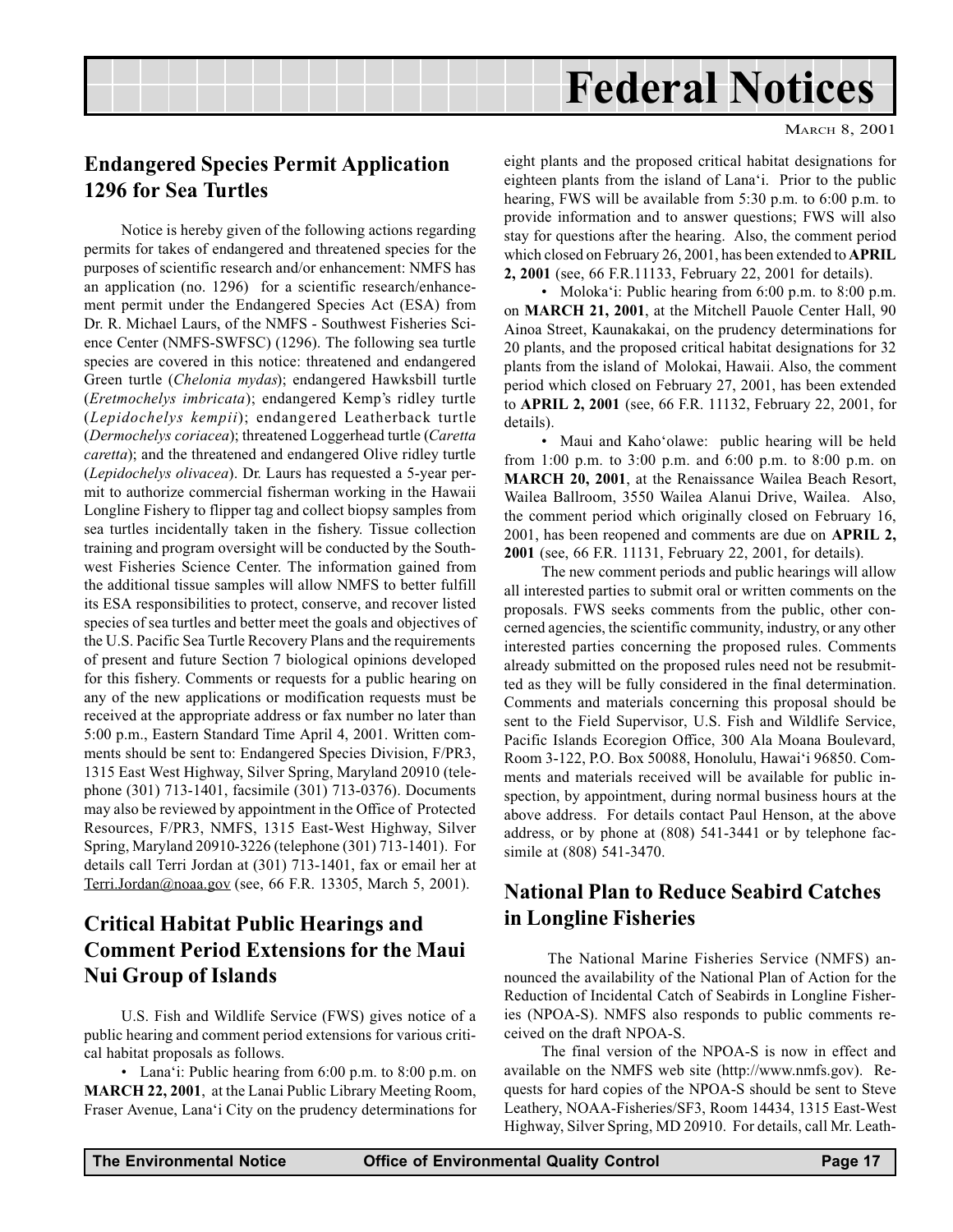# Federal Notices

MARCH 8, 2001

## Endangered Species Permit Application 1296 for Sea Turtles

Notice is hereby given of the following actions regarding permits for takes of endangered and threatened species for the purposes of scientific research and/or enhancement: NMFS has an application (no. 1296) for a scientific research/enhancement permit under the Endangered Species Act (ESA) from Dr. R. Michael Laurs, of the NMFS - Southwest Fisheries Science Center (NMFS-SWFSC) (1296). The following sea turtle species are covered in this notice: threatened and endangered Green turtle (*Chelonia mydas*); endangered Hawksbill turtle (*Eretmochelys imbricata*); endangered Kemp's ridley turtle (*Lepidochelys kempii*); endangered Leatherback turtle (*Dermochelys coriacea*); threatened Loggerhead turtle (*Caretta caretta*); and the threatened and endangered Olive ridley turtle (*Lepidochelys olivacea*). Dr. Laurs has requested a 5-year permit to authorize commercial fisherman working in the Hawaii Longline Fishery to flipper tag and collect biopsy samples from sea turtles incidentally taken in the fishery. Tissue collection training and program oversight will be conducted by the Southwest Fisheries Science Center. The information gained from the additional tissue samples will allow NMFS to better fulfill its ESA responsibilities to protect, conserve, and recover listed species of sea turtles and better meet the goals and objectives of the U.S. Pacific Sea Turtle Recovery Plans and the requirements of present and future Section 7 biological opinions developed for this fishery. Comments or requests for a public hearing on any of the new applications or modification requests must be received at the appropriate address or fax number no later than 5:00 p.m., Eastern Standard Time April 4, 2001. Written comments should be sent to: Endangered Species Division, F/PR3, 1315 East West Highway, Silver Spring, Maryland 20910 (telephone (301) 713-1401, facsimile (301) 713-0376). Documents may also be reviewed by appointment in the Office of Protected Resources, F/PR3, NMFS, 1315 East-West Highway, Silver Spring, Maryland 20910-3226 (telephone (301) 713-1401). For details call Terri Jordan at (301) 713-1401, fax or email her at Terri.Jordan@noaa.gov (see, 66 F.R. 13305, March 5, 2001).

## Critical Habitat Public Hearings and Comment Period Extensions for the Maui Nui Group of Islands

U.S. Fish and Wildlife Service (FWS) gives notice of a public hearing and comment period extensions for various critical habitat proposals as follows.

- Lana'i: Public hearing from 6:00 p.m. to 8:00 p.m. on **MARCH 22, 2001**, at the Lanai Public Library Meeting Room, Fraser Avenue, Lana'i City on the prudency determinations for eight plants and the proposed critical habitat designations for eighteen plants from the island of Lana'i. Prior to the public hearing, FWS will be available from 5:30 p.m. to 6:00 p.m. to provide information and to answer questions; FWS will also stay for questions after the hearing. Also, the comment period which closed on February 26, 2001, has been extended to **APRIL 2, 2001** (see, 66 F.R.11133, February 22, 2001 for details).
- Moloka'i: Public hearing from 6:00 p.m. to 8:00 p.m. on **MARCH 21, 2001**, at the Mitchell Pauole Center Hall, 90 Ainoa Street, Kaunakakai, on the prudency determinations for 20 plants, and the proposed critical habitat designations for 32 plants from the island of Molokai, Hawaii. Also, the comment period which closed on February 27, 2001, has been extended to **APRIL 2, 2001** (see, 66 F.R. 11132, February 22, 2001, for details).
- Maui and Kaho'olawe: public hearing will be held from 1:00 p.m. to 3:00 p.m. and 6:00 p.m. to 8:00 p.m. on **MARCH 20, 2001**, at the Renaissance Wailea Beach Resort, Wailea Ballroom, 3550 Wailea Alanui Drive, Wailea. Also, the comment period which originally closed on February 16, 2001, has been reopened and comments are due on **APRIL 2, 2001** (see, 66 F.R. 11131, February 22, 2001, for details).

The new comment periods and public hearings will allow all interested parties to submit oral or written comments on the proposals. FWS seeks comments from the public, other concerned agencies, the scientific community, industry, or any other interested parties concerning the proposed rules. Comments already submitted on the proposed rules need not be resubmitted as they will be fully considered in the final determination. Comments and materials concerning this proposal should be sent to the Field Supervisor, U.S. Fish and Wildlife Service, Pacific Islands Ecoregion Office, 300 Ala Moana Boulevard, Room 3-122, P.O. Box 50088, Honolulu, Hawai'i 96850. Comments and materials received will be available for public inspection, by appointment, during normal business hours at the above address. For details contact Paul Henson, at the above address, or by phone at (808) 541-3441 or by telephone facsimile at (808) 541-3470.

## National Plan to Reduce Seabird Catches in Longline Fisheries

The National Marine Fisheries Service (NMFS) announced the availability of the National Plan of Action for the Reduction of Incidental Catch of Seabirds in Longline Fisheries (NPOA-S). NMFS also responds to public comments received on the draft NPOA-S.

The final version of the NPOA-S is now in effect and available on the NMFS web site (http://www.nmfs.gov). Requests for hard copies of the NPOA-S should be sent to Steve Leathery, NOAA-Fisheries/SF3, Room 14434, 1315 East-West Highway, Silver Spring, MD 20910. For details, call Mr. Leath-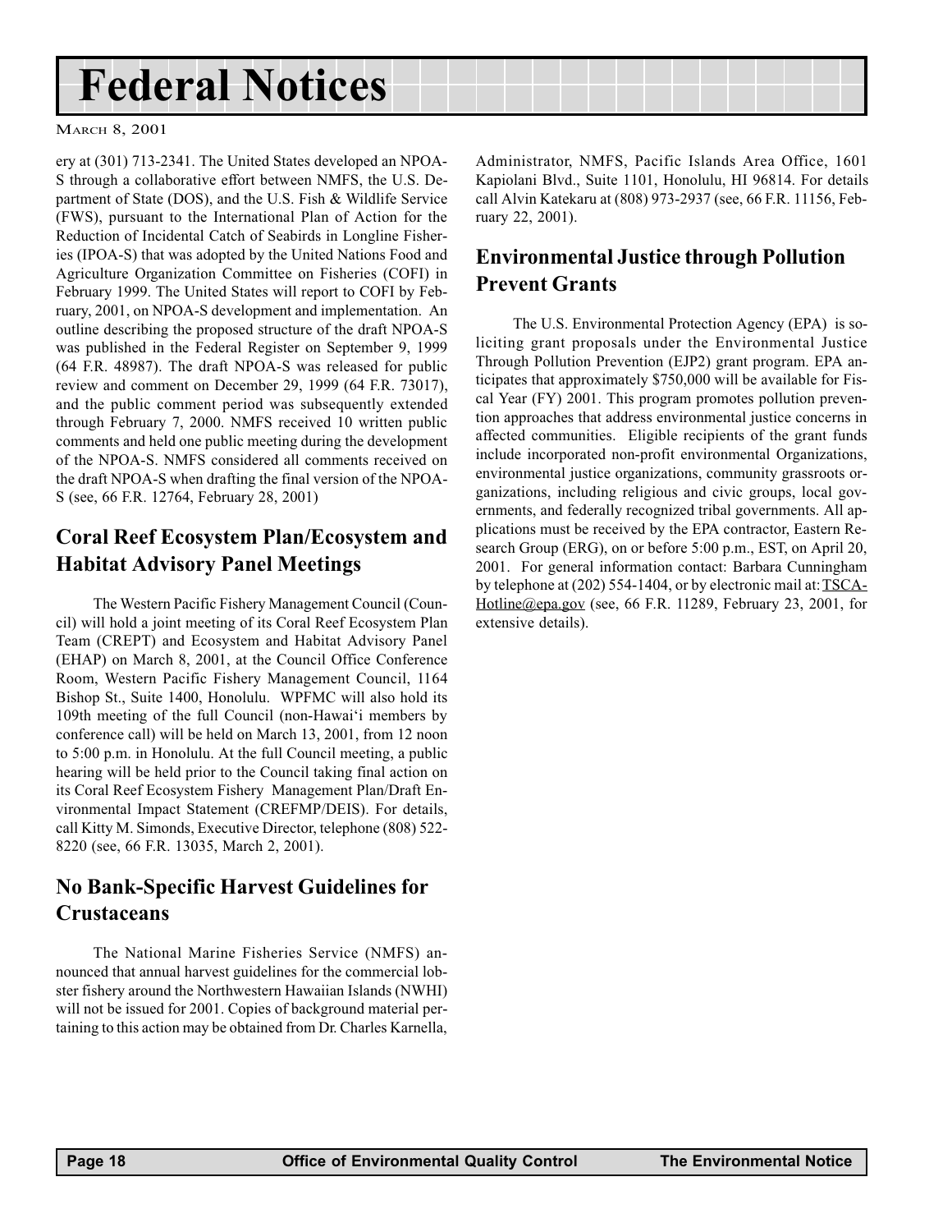ery at (301) 713-2341. The United States developed an NPOA-S through a collaborative effort between NMFS, the U.S. Department of State (DOS), and the U.S. Fish & Wildlife Service (FWS), pursuant to the International Plan of Action for the Reduction of Incidental Catch of Seabirds in Longline Fisheries (IPOA-S) that was adopted by the United Nations Food and Agriculture Organization Committee on Fisheries (COFI) in February 1999. The United States will report to COFI by February, 2001, on NPOA-S development and implementation. An outline describing the proposed structure of the draft NPOA-S was published in the Federal Register on September 9, 1999 (64 F.R. 48987). The draft NPOA-S was released for public review and comment on December 29, 1999 (64 F.R. 73017), and the public comment period was subsequently extended through February 7, 2000. NMFS received 10 written public comments and held one public meeting during the development of the NPOA-S. NMFS considered all comments received on the draft NPOA-S when drafting the final version of the NPOA-S (see, 66 F.R. 12764, February 28, 2001)

## Coral Reef Ecosystem Plan/Ecosystem and Habitat Advisory Panel Meetings

The Western Pacific Fishery Management Council (Council) will hold a joint meeting of its Coral Reef Ecosystem Plan Team (CREPT) and Ecosystem and Habitat Advisory Panel (EHAP) on March 8, 2001, at the Council Office Conference Room, Western Pacific Fishery Management Council, 1164 Bishop St., Suite 1400, Honolulu. WPFMC will also hold its 109th meeting of the full Council (non-Hawai'i members by conference call) will be held on March 13, 2001, from 12 noon to 5:00 p.m. in Honolulu. At the full Council meeting, a public hearing will be held prior to the Council taking final action on its Coral Reef Ecosystem Fishery Management Plan/Draft Environmental Impact Statement (CREFMP/DEIS). For details, call Kitty M. Simonds, Executive Director, telephone (808) 522-8220 (see, 66 F.R. 13035, March 2, 2001).

## No Bank-Specific Harvest Guidelines for Crustaceans

The National Marine Fisheries Service (NMFS) announced that annual harvest guidelines for the commercial lobster fishery around the Northwestern Hawaiian Islands (NWHI) will not be issued for 2001. Copies of background material pertaining to this action may be obtained from Dr. Charles Karnella, Administrator, NMFS, Pacific Islands Area Office, 1601 Kapiolani Blvd., Suite 1101, Honolulu, HI 96814. For details call Alvin Katekaru at (808) 973-2937 (see, 66 F.R. 11156, February 22, 2001).

## Environmental Justice through Pollution Prevent Grants

The U.S. Environmental Protection Agency (EPA) is soliciting grant proposals under the Environmental Justice Through Pollution Prevention (EJP2) grant program. EPA anticipates that approximately $750,000 will be available for Fiscal Year (FY) 2001. This program promotes pollution prevention approaches that address environmental justice concerns in affected communities. Eligible recipients of the grant funds include incorporated non-profit environmental Organizations, environmental justice organizations, community grassroots organizations, including religious and civic groups, local governments, and federally recognized tribal governments. All applications must be received by the EPA contractor, Eastern Research Group (ERG), on or before 5:00 p.m., EST, on April 20, 2001. For general information contact: Barbara Cunningham by telephone at (202) 554-1404, or by electronic mail at: TSCA-Hotline@epa.gov (see, 66 F.R. 11289, February 23, 2001, for extensive details).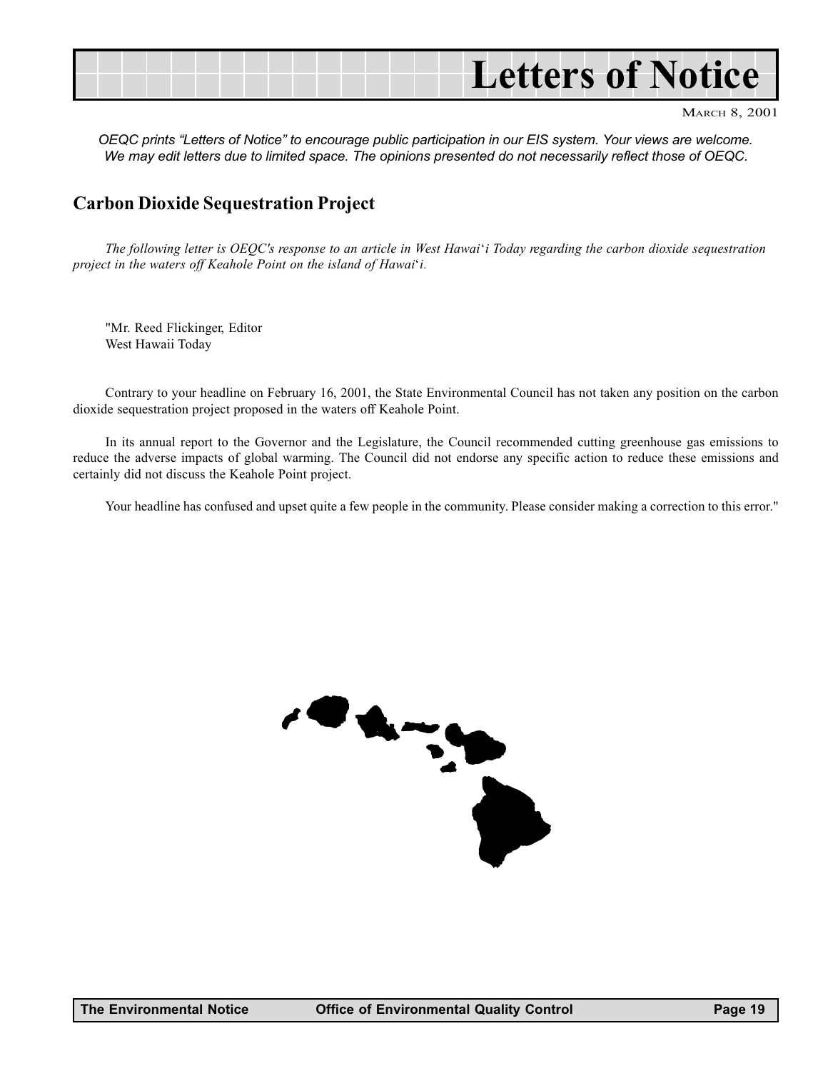# Letters of Notice

March 8, 2001

*OEQC prints "Letters of Notice" to encourage public participation in our EIS system. Your views are welcome. We may edit letters due to limited space. The opinions presented do not necessarily reflect those of OEQC.*

## Carbon Dioxide Sequestration Project

*The following letter is OEQC's response to an article in West Hawai'i Today regarding the carbon dioxide sequestration project in the waters off Keahole Point on the island of Hawai'i.*

"Mr. Reed Flickinger, Editor
West Hawaii Today

Contrary to your headline on February 16, 2001, the State Environmental Council has not taken any position on the carbon dioxide sequestration project proposed in the waters off Keahole Point.

In its annual report to the Governor and the Legislature, the Council recommended cutting greenhouse gas emissions to reduce the adverse impacts of global warming. The Council did not endorse any specific action to reduce these emissions and certainly did not discuss the Keahole Point project.

Your headline has confused and upset quite a few people in the community. Please consider making a correction to this error."